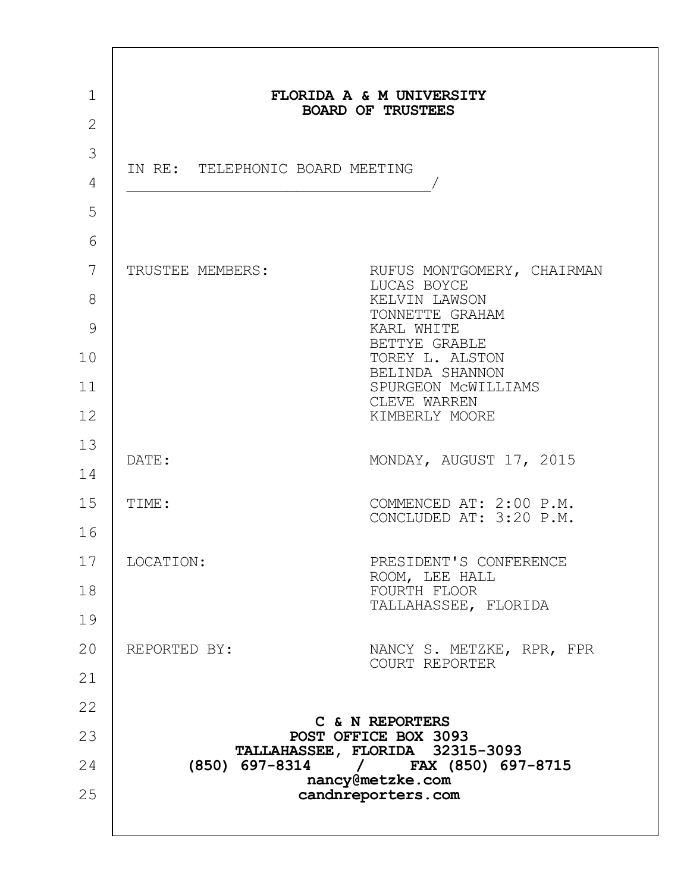**FLORIDA A & M UNIVERSITY**
**BOARD OF TRUSTEES**

IN RE: TELEPHONIC BOARD MEETING
_________________________________/

| | |
|---|---|
| TRUSTEE MEMBERS: | RUFUS MONTGOMERY, CHAIRMAN<br>LUCAS BOYCE<br>KELVIN LAWSON<br>TONNETTE GRAHAM<br>KARL WHITE<br>BETTYE GRABLE<br>TOREY L. ALSTON<br>BELINDA SHANNON<br>SPURGEON McWILLIAMS<br>CLEVE WARREN<br>KIMBERLY MOORE |
| DATE: | MONDAY, AUGUST 17, 2015 |
| TIME: | COMMENCED AT: 2:00 P.M.<br>CONCLUDED AT: 3:20 P.M. |
| LOCATION: | PRESIDENT'S CONFERENCE ROOM, LEE HALL<br>FOURTH FLOOR<br>TALLAHASSEE, FLORIDA |
| REPORTED BY: | NANCY S. METZKE, RPR, FPR<br>COURT REPORTER |

**C & N REPORTERS**
**POST OFFICE BOX 3093**
**TALLAHASSEE, FLORIDA 32315-3093**
**(850) 697-8314 / FAX (850) 697-8715**
**nancy@metzke.com**
**candnreporters.com**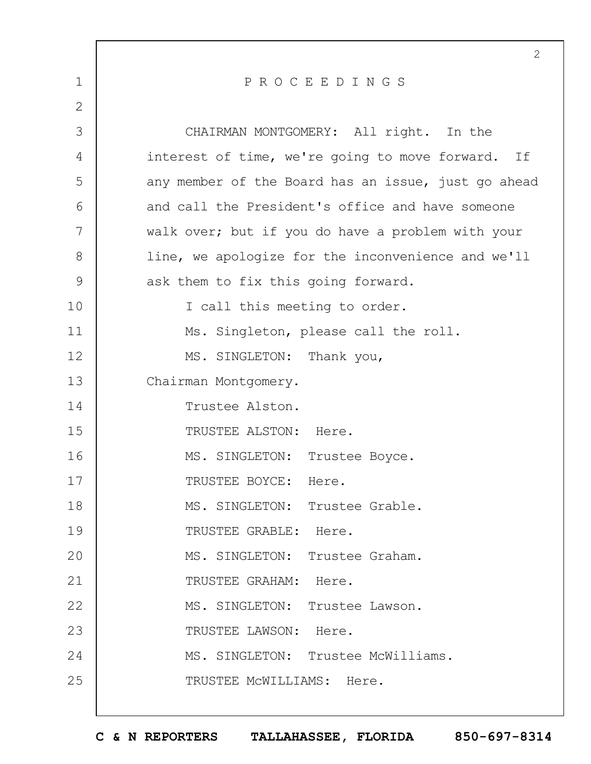# P R O C E E D I N G S

CHAIRMAN MONTGOMERY: All right. In the interest of time, we're going to move forward. If any member of the Board has an issue, just go ahead and call the President's office and have someone walk over; but if you do have a problem with your line, we apologize for the inconvenience and we'll ask them to fix this going forward.

I call this meeting to order.

Ms. Singleton, please call the roll.

MS. SINGLETON: Thank you, Chairman Montgomery.

Trustee Alston.

TRUSTEE ALSTON: Here.

MS. SINGLETON: Trustee Boyce.

TRUSTEE BOYCE: Here.

MS. SINGLETON: Trustee Grable.

TRUSTEE GRABLE: Here.

MS. SINGLETON: Trustee Graham.

TRUSTEE GRAHAM: Here.

MS. SINGLETON: Trustee Lawson.

TRUSTEE LAWSON: Here.

MS. SINGLETON: Trustee McWilliams.

TRUSTEE McWILLIAMS: Here.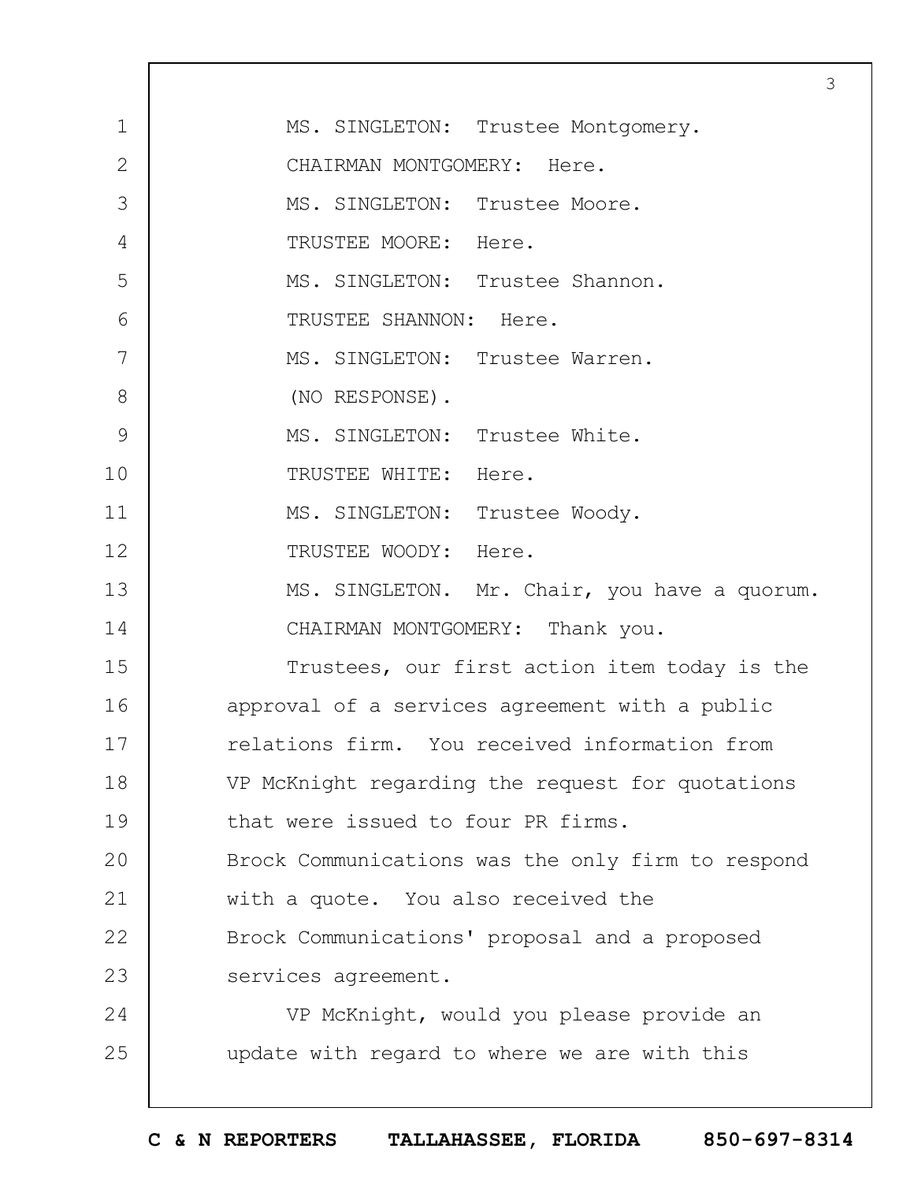MS. SINGLETON: Trustee Montgomery.

CHAIRMAN MONTGOMERY: Here.

MS. SINGLETON: Trustee Moore.

TRUSTEE MOORE: Here.

MS. SINGLETON: Trustee Shannon.

TRUSTEE SHANNON: Here.

MS. SINGLETON: Trustee Warren.

(NO RESPONSE).

MS. SINGLETON: Trustee White.

TRUSTEE WHITE: Here.

MS. SINGLETON: Trustee Woody.

TRUSTEE WOODY: Here.

MS. SINGLETON. Mr. Chair, you have a quorum.

CHAIRMAN MONTGOMERY: Thank you.

Trustees, our first action item today is the approval of a services agreement with a public relations firm. You received information from VP McKnight regarding the request for quotations that were issued to four PR firms. Brock Communications was the only firm to respond with a quote. You also received the Brock Communications' proposal and a proposed services agreement.

VP McKnight, would you please provide an update with regard to where we are with this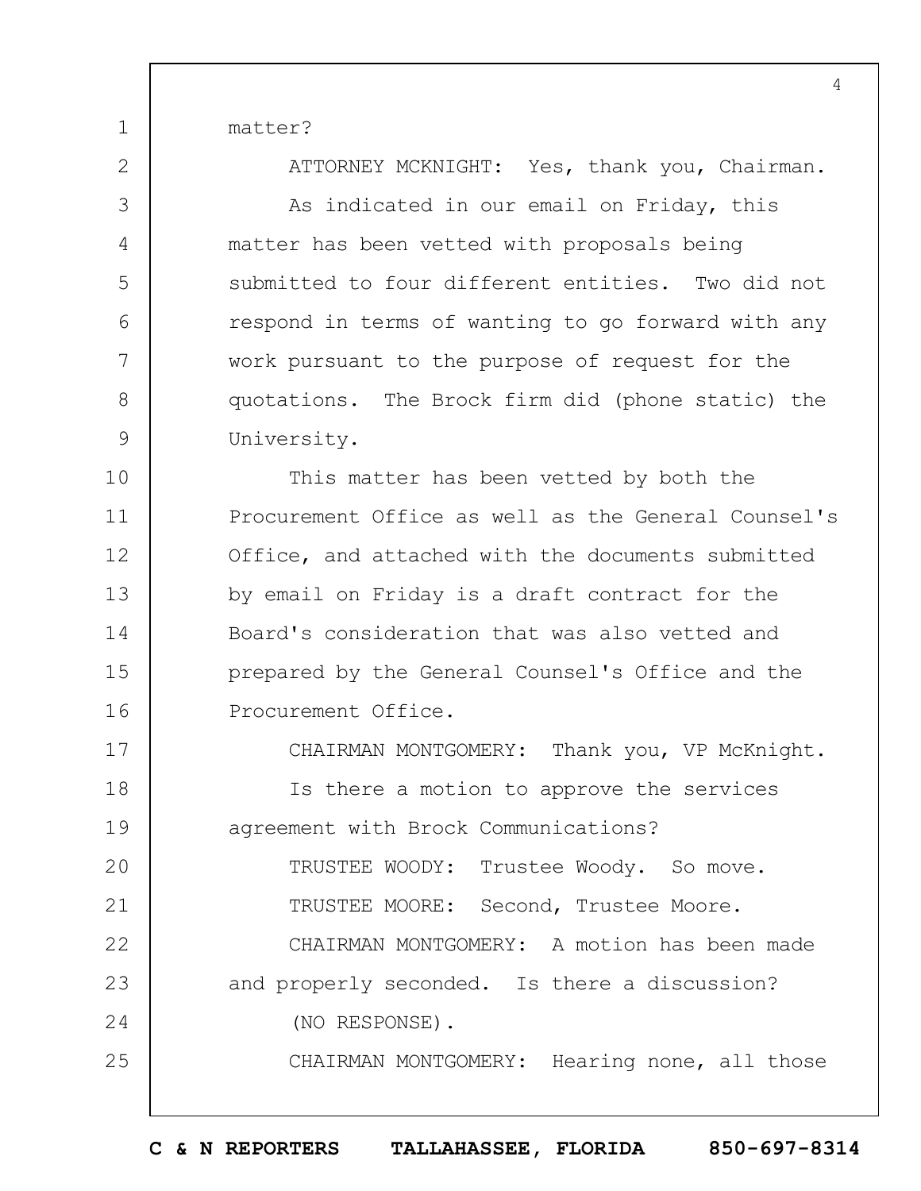matter?

ATTORNEY MCKNIGHT: Yes, thank you, Chairman.

As indicated in our email on Friday, this matter has been vetted with proposals being submitted to four different entities. Two did not respond in terms of wanting to go forward with any work pursuant to the purpose of request for the quotations. The Brock firm did (phone static) the University.

This matter has been vetted by both the Procurement Office as well as the General Counsel's Office, and attached with the documents submitted by email on Friday is a draft contract for the Board's consideration that was also vetted and prepared by the General Counsel's Office and the Procurement Office.

CHAIRMAN MONTGOMERY: Thank you, VP McKnight.

Is there a motion to approve the services agreement with Brock Communications?

TRUSTEE WOODY: Trustee Woody. So move.

TRUSTEE MOORE: Second, Trustee Moore.

CHAIRMAN MONTGOMERY: A motion has been made and properly seconded. Is there a discussion?

(NO RESPONSE).

CHAIRMAN MONTGOMERY: Hearing none, all those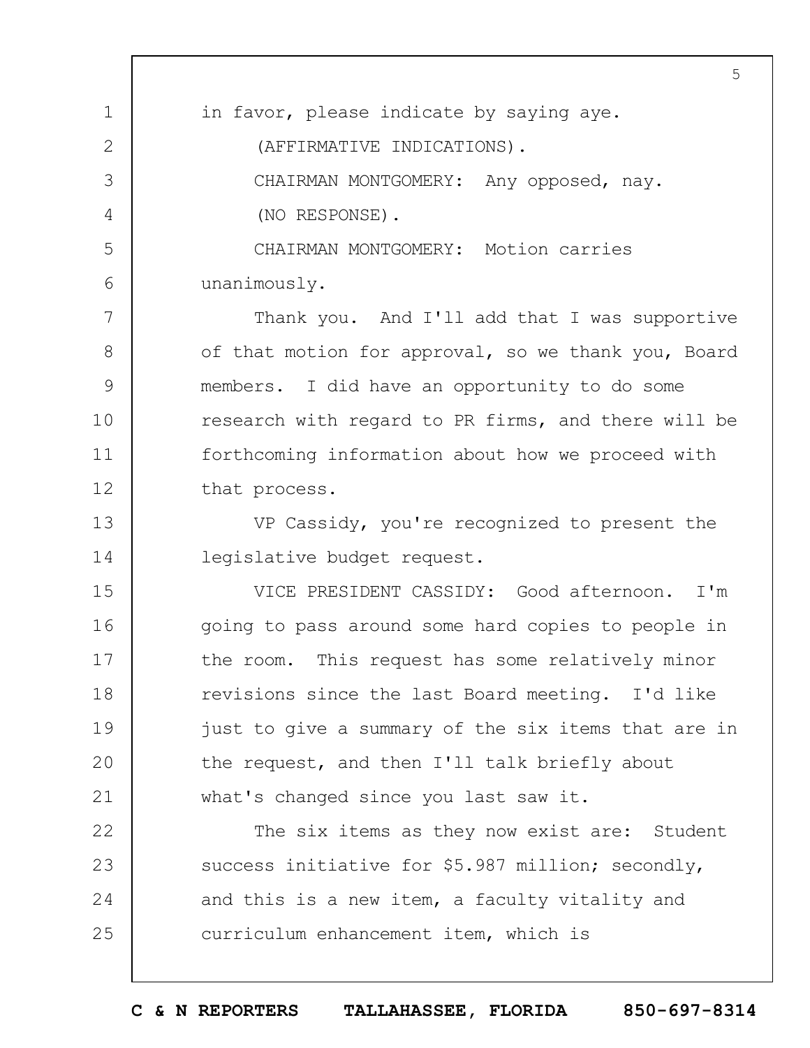in favor, please indicate by saying aye.

(AFFIRMATIVE INDICATIONS).

CHAIRMAN MONTGOMERY: Any opposed, nay.

(NO RESPONSE).

CHAIRMAN MONTGOMERY: Motion carries unanimously.

Thank you. And I'll add that I was supportive of that motion for approval, so we thank you, Board members. I did have an opportunity to do some research with regard to PR firms, and there will be forthcoming information about how we proceed with that process.

VP Cassidy, you're recognized to present the legislative budget request.

VICE PRESIDENT CASSIDY: Good afternoon. I'm going to pass around some hard copies to people in the room. This request has some relatively minor revisions since the last Board meeting. I'd like just to give a summary of the six items that are in the request, and then I'll talk briefly about what's changed since you last saw it.

The six items as they now exist are: Student success initiative for $5.987 million; secondly, and this is a new item, a faculty vitality and curriculum enhancement item, which is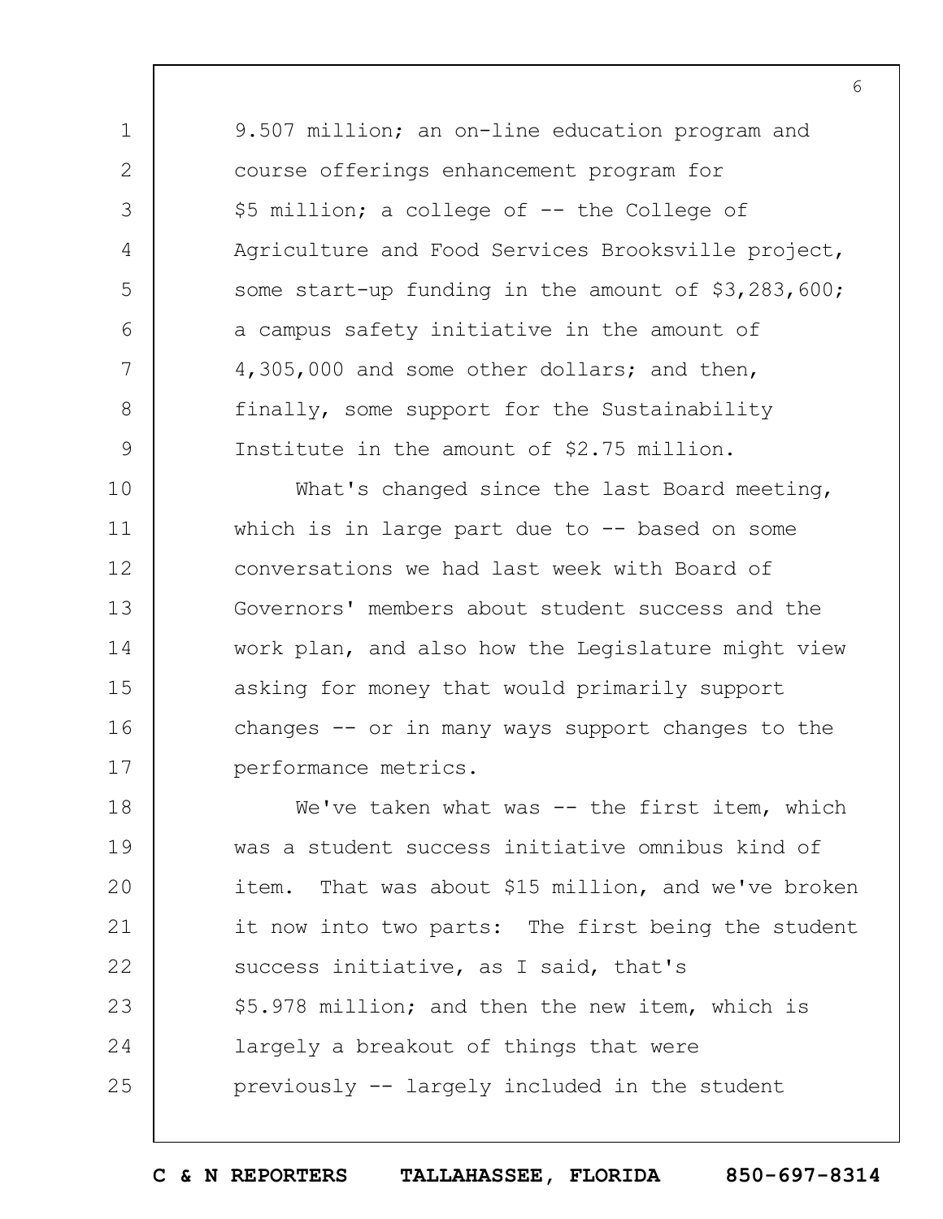9.507 million; an on-line education program and course offerings enhancement program for $5 million; a college of -- the College of Agriculture and Food Services Brooksville project, some start-up funding in the amount of $3,283,600; a campus safety initiative in the amount of 4,305,000 and some other dollars; and then, finally, some support for the Sustainability Institute in the amount of $2.75 million.

What's changed since the last Board meeting, which is in large part due to -- based on some conversations we had last week with Board of Governors' members about student success and the work plan, and also how the Legislature might view asking for money that would primarily support changes -- or in many ways support changes to the performance metrics.

We've taken what was -- the first item, which was a student success initiative omnibus kind of item. That was about $15 million, and we've broken it now into two parts: The first being the student success initiative, as I said, that's $5.978 million; and then the new item, which is largely a breakout of things that were previously -- largely included in the student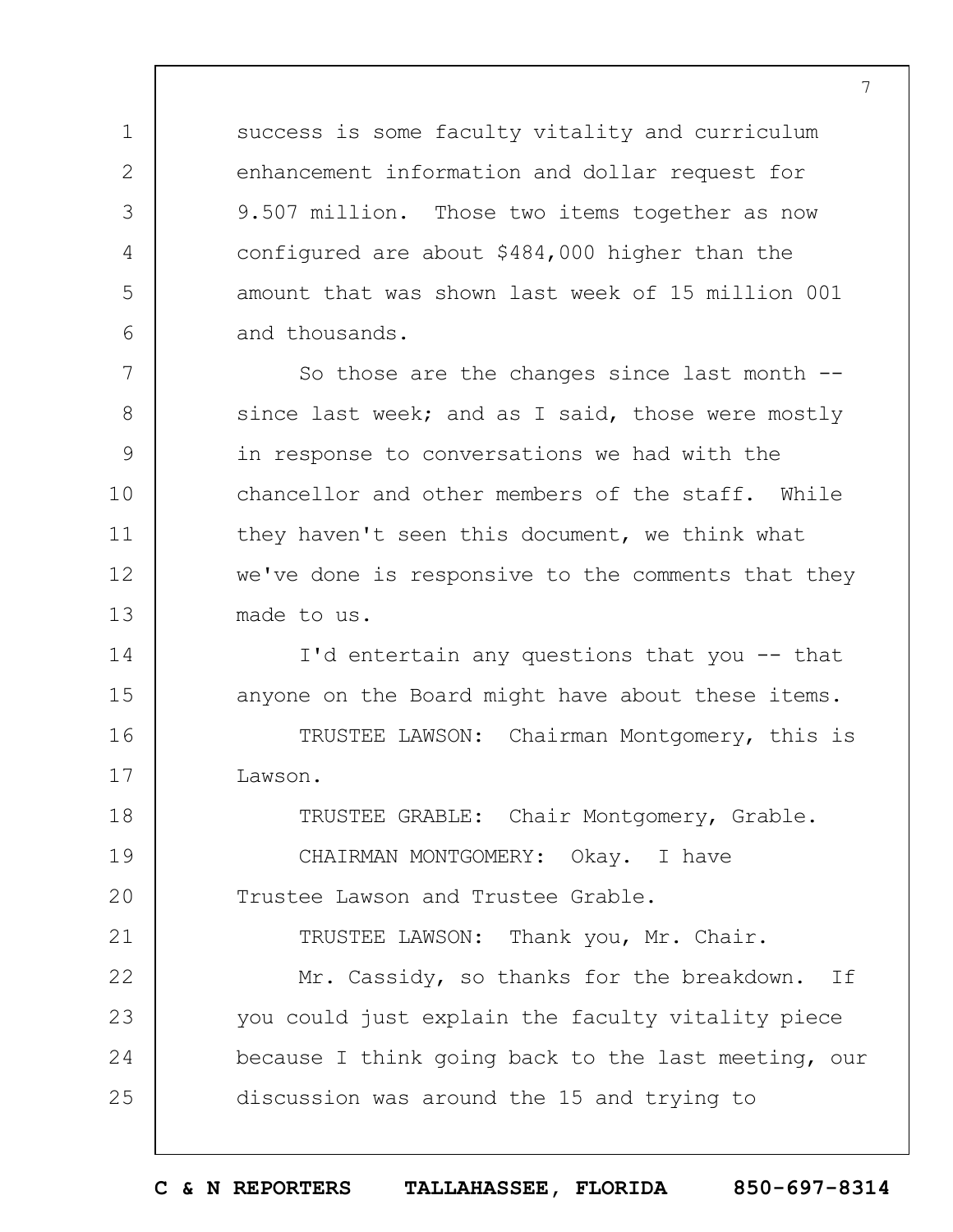success is some faculty vitality and curriculum enhancement information and dollar request for 9.507 million. Those two items together as now configured are about $484,000 higher than the amount that was shown last week of 15 million 001 and thousands.

So those are the changes since last month -- since last week; and as I said, those were mostly in response to conversations we had with the chancellor and other members of the staff. While they haven't seen this document, we think what we've done is responsive to the comments that they made to us.

I'd entertain any questions that you -- that anyone on the Board might have about these items.

TRUSTEE LAWSON: Chairman Montgomery, this is Lawson.

TRUSTEE GRABLE: Chair Montgomery, Grable.

CHAIRMAN MONTGOMERY: Okay. I have Trustee Lawson and Trustee Grable.

TRUSTEE LAWSON: Thank you, Mr. Chair.

Mr. Cassidy, so thanks for the breakdown. If you could just explain the faculty vitality piece because I think going back to the last meeting, our discussion was around the 15 and trying to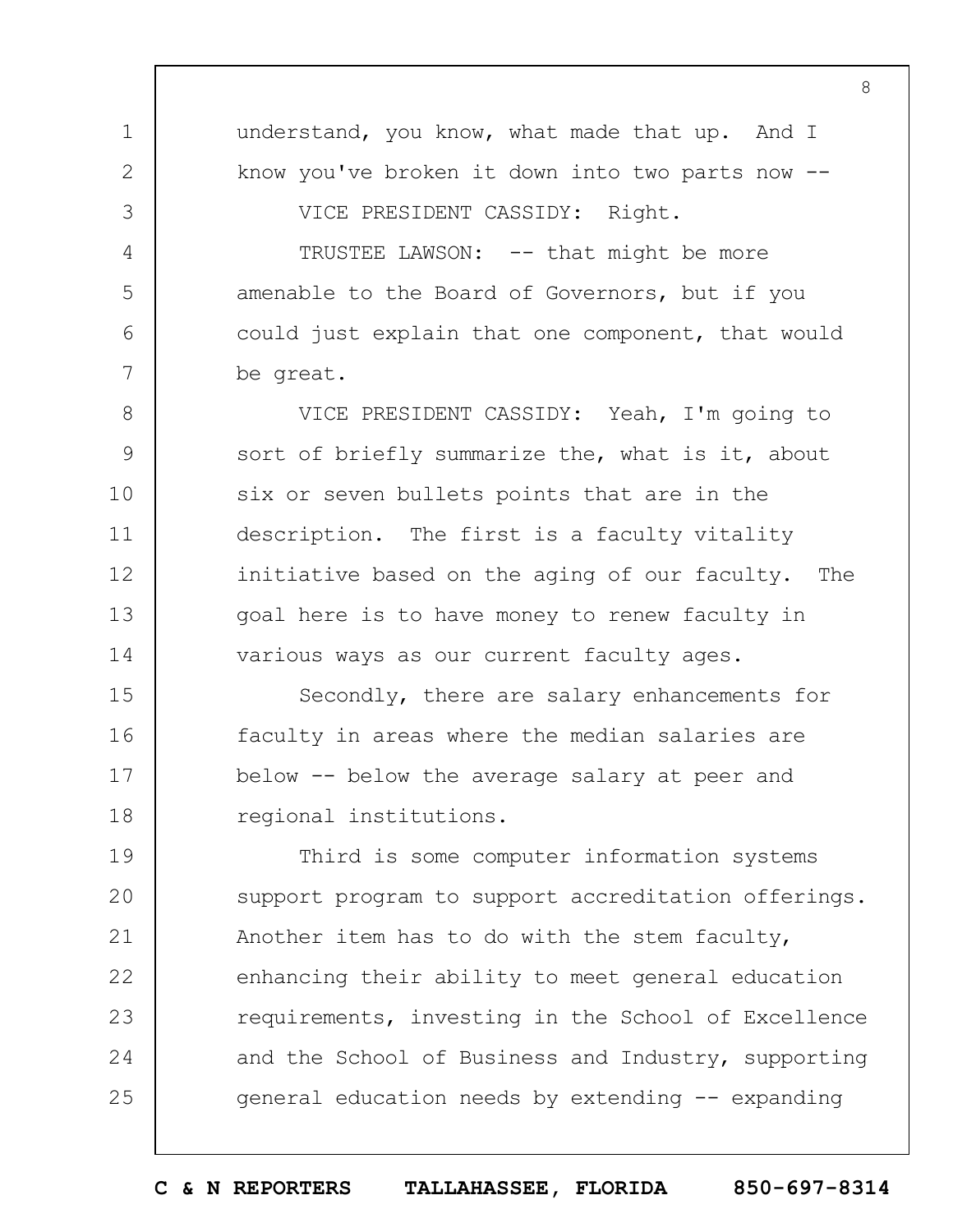understand, you know, what made that up. And I know you've broken it down into two parts now --

VICE PRESIDENT CASSIDY: Right.

TRUSTEE LAWSON: -- that might be more amenable to the Board of Governors, but if you could just explain that one component, that would be great.

VICE PRESIDENT CASSIDY: Yeah, I'm going to sort of briefly summarize the, what is it, about six or seven bullets points that are in the description. The first is a faculty vitality initiative based on the aging of our faculty. The goal here is to have money to renew faculty in various ways as our current faculty ages.

Secondly, there are salary enhancements for faculty in areas where the median salaries are below -- below the average salary at peer and regional institutions.

Third is some computer information systems support program to support accreditation offerings. Another item has to do with the stem faculty, enhancing their ability to meet general education requirements, investing in the School of Excellence and the School of Business and Industry, supporting general education needs by extending -- expanding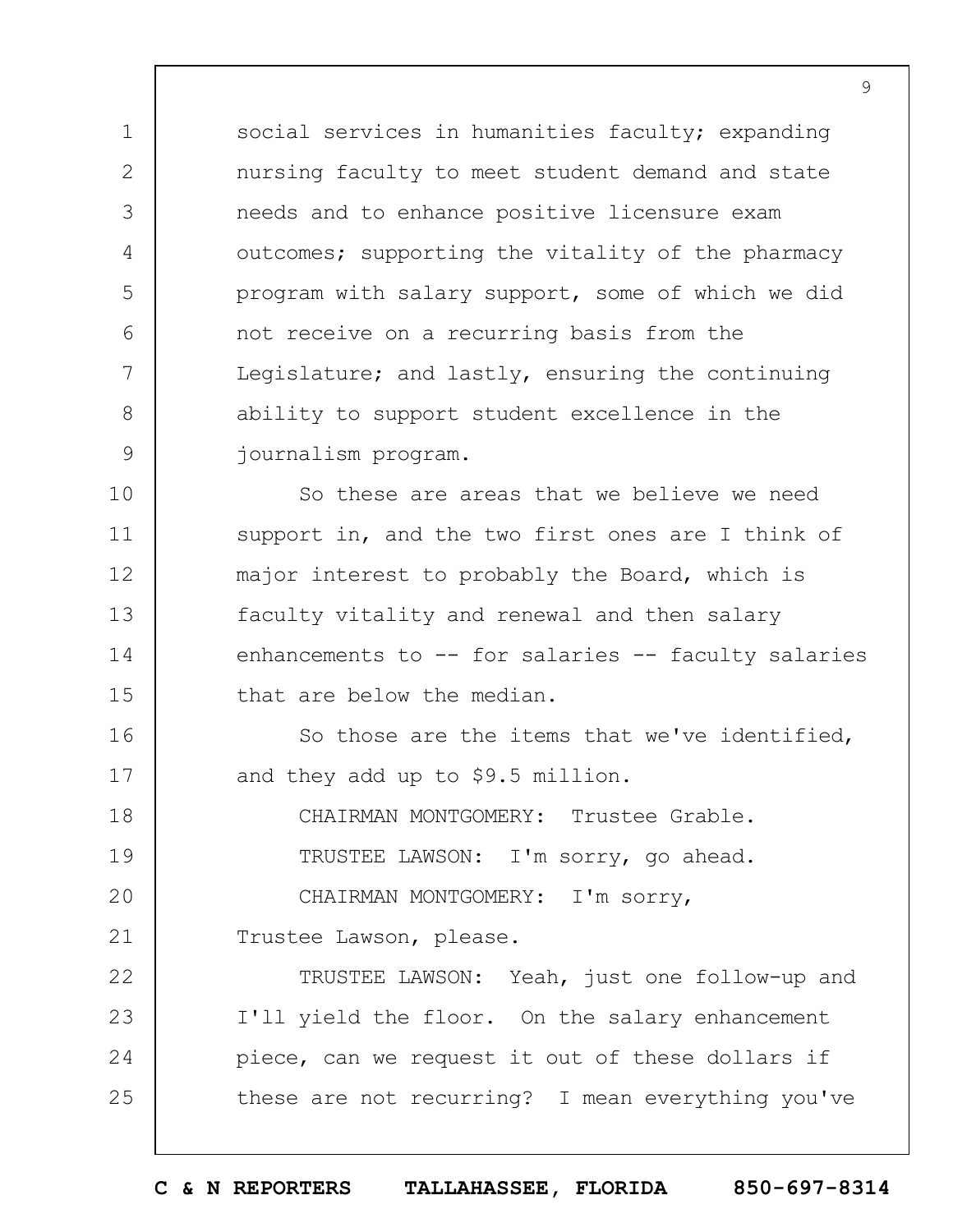social services in humanities faculty; expanding nursing faculty to meet student demand and state needs and to enhance positive licensure exam outcomes; supporting the vitality of the pharmacy program with salary support, some of which we did not receive on a recurring basis from the Legislature; and lastly, ensuring the continuing ability to support student excellence in the journalism program.

So these are areas that we believe we need support in, and the two first ones are I think of major interest to probably the Board, which is faculty vitality and renewal and then salary enhancements to -- for salaries -- faculty salaries that are below the median.

So those are the items that we've identified, and they add up to $9.5 million.

CHAIRMAN MONTGOMERY: Trustee Grable.

TRUSTEE LAWSON: I'm sorry, go ahead.

CHAIRMAN MONTGOMERY: I'm sorry, Trustee Lawson, please.

TRUSTEE LAWSON: Yeah, just one follow-up and I'll yield the floor. On the salary enhancement piece, can we request it out of these dollars if these are not recurring? I mean everything you've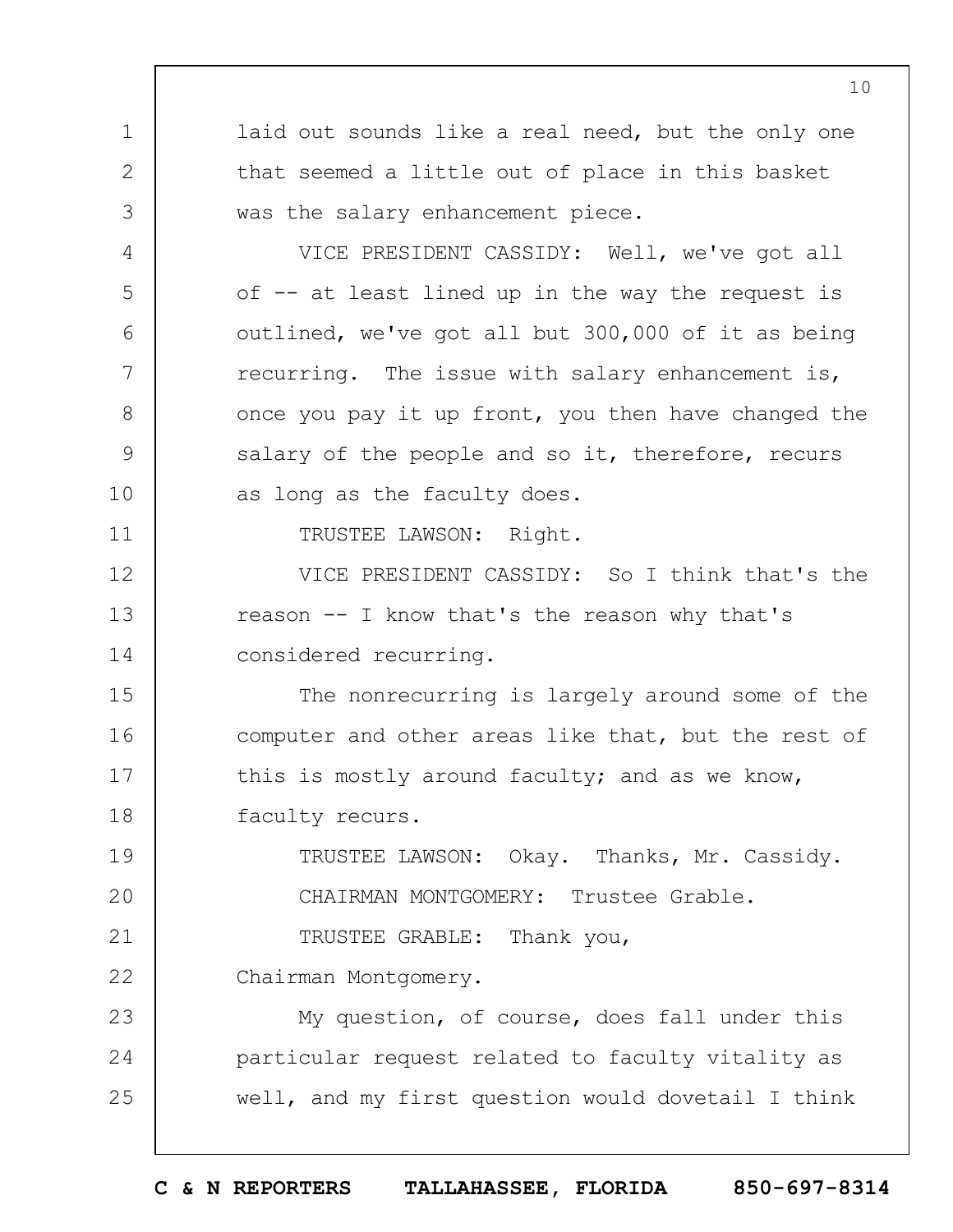laid out sounds like a real need, but the only one that seemed a little out of place in this basket was the salary enhancement piece.

VICE PRESIDENT CASSIDY: Well, we've got all of -- at least lined up in the way the request is outlined, we've got all but 300,000 of it as being recurring. The issue with salary enhancement is, once you pay it up front, you then have changed the salary of the people and so it, therefore, recurs as long as the faculty does.

TRUSTEE LAWSON: Right.

VICE PRESIDENT CASSIDY: So I think that's the reason -- I know that's the reason why that's considered recurring.

The nonrecurring is largely around some of the computer and other areas like that, but the rest of this is mostly around faculty; and as we know, faculty recurs.

TRUSTEE LAWSON: Okay. Thanks, Mr. Cassidy.

CHAIRMAN MONTGOMERY: Trustee Grable.

TRUSTEE GRABLE: Thank you, Chairman Montgomery.

My question, of course, does fall under this particular request related to faculty vitality as well, and my first question would dovetail I think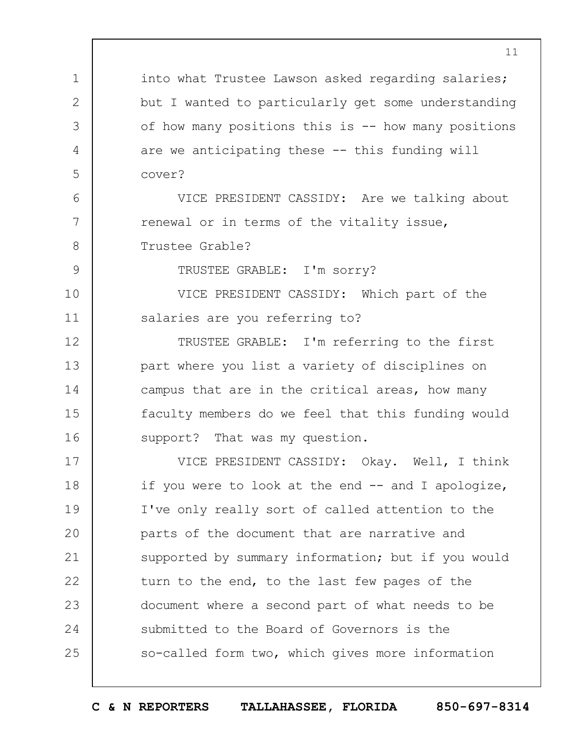into what Trustee Lawson asked regarding salaries; but I wanted to particularly get some understanding of how many positions this is -- how many positions are we anticipating these -- this funding will cover?

VICE PRESIDENT CASSIDY: Are we talking about renewal or in terms of the vitality issue, Trustee Grable?

TRUSTEE GRABLE: I'm sorry?

VICE PRESIDENT CASSIDY: Which part of the salaries are you referring to?

TRUSTEE GRABLE: I'm referring to the first part where you list a variety of disciplines on campus that are in the critical areas, how many faculty members do we feel that this funding would support? That was my question.

VICE PRESIDENT CASSIDY: Okay. Well, I think if you were to look at the end -- and I apologize, I've only really sort of called attention to the parts of the document that are narrative and supported by summary information; but if you would turn to the end, to the last few pages of the document where a second part of what needs to be submitted to the Board of Governors is the so-called form two, which gives more information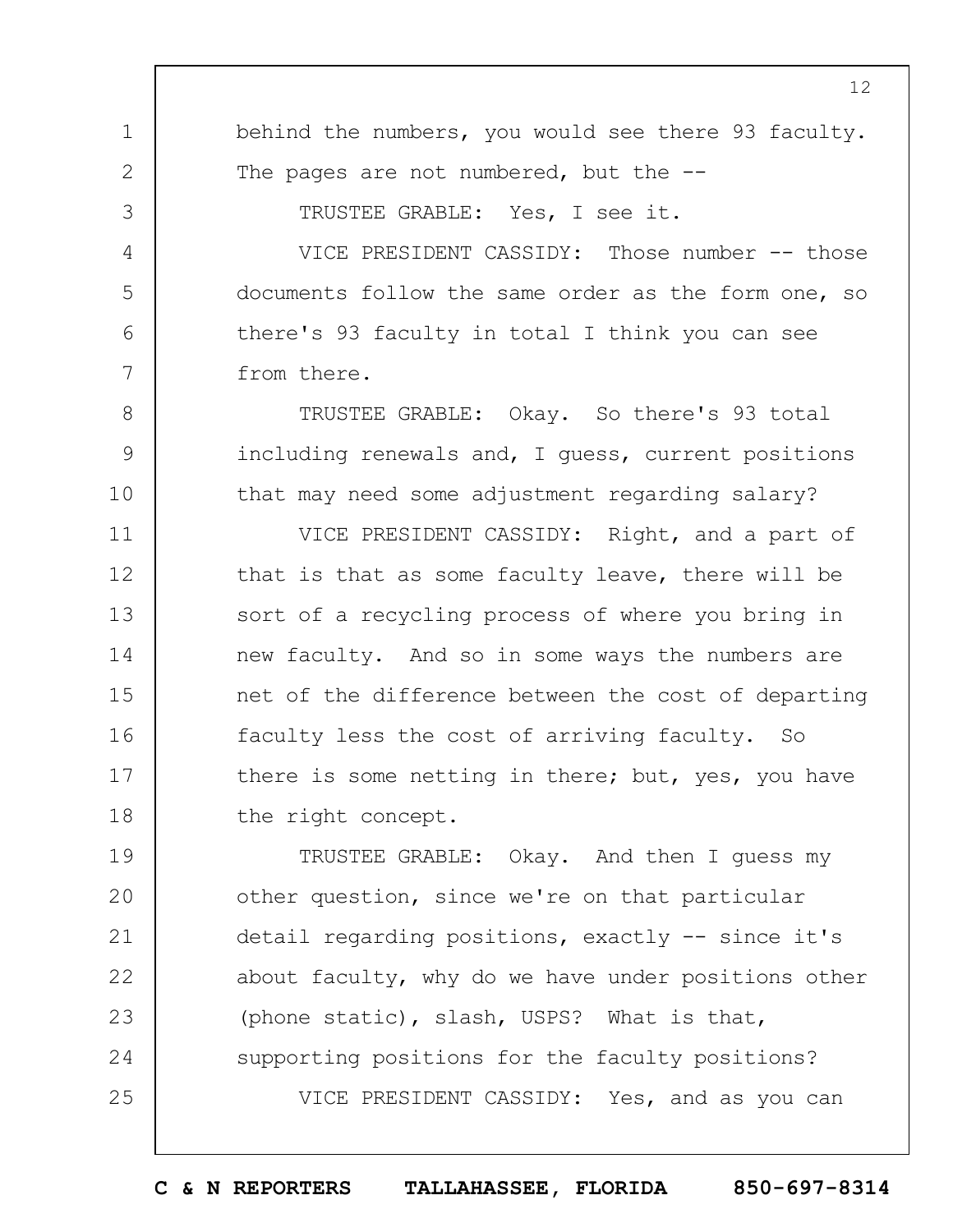behind the numbers, you would see there 93 faculty. The pages are not numbered, but the --

TRUSTEE GRABLE: Yes, I see it.

VICE PRESIDENT CASSIDY: Those number -- those documents follow the same order as the form one, so there's 93 faculty in total I think you can see from there.

TRUSTEE GRABLE: Okay. So there's 93 total including renewals and, I guess, current positions that may need some adjustment regarding salary?

VICE PRESIDENT CASSIDY: Right, and a part of that is that as some faculty leave, there will be sort of a recycling process of where you bring in new faculty. And so in some ways the numbers are net of the difference between the cost of departing faculty less the cost of arriving faculty. So there is some netting in there; but, yes, you have the right concept.

TRUSTEE GRABLE: Okay. And then I guess my other question, since we're on that particular detail regarding positions, exactly -- since it's about faculty, why do we have under positions other (phone static), slash, USPS? What is that, supporting positions for the faculty positions?

VICE PRESIDENT CASSIDY: Yes, and as you can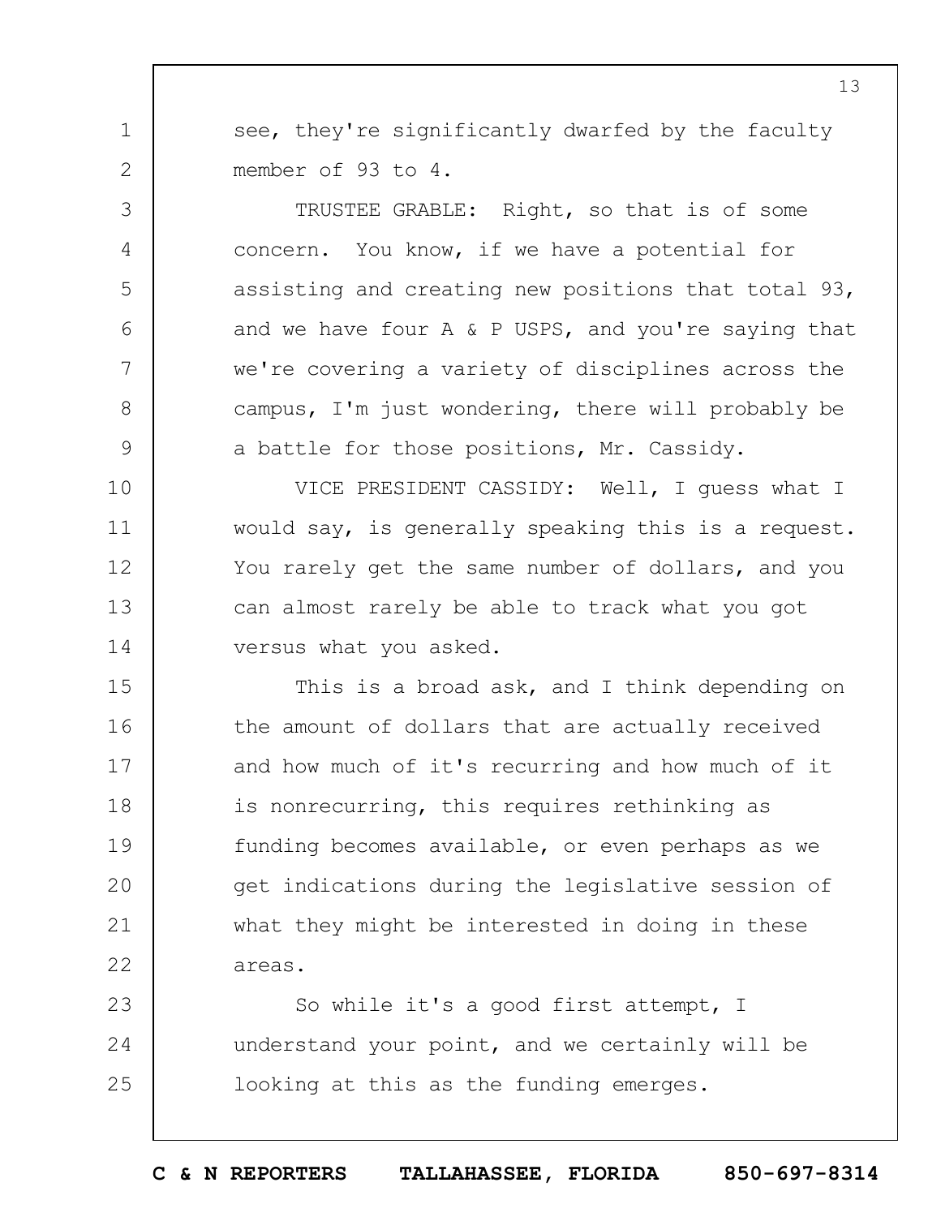see, they're significantly dwarfed by the faculty member of 93 to 4.

TRUSTEE GRABLE: Right, so that is of some concern. You know, if we have a potential for assisting and creating new positions that total 93, and we have four A & P USPS, and you're saying that we're covering a variety of disciplines across the campus, I'm just wondering, there will probably be a battle for those positions, Mr. Cassidy.

VICE PRESIDENT CASSIDY: Well, I guess what I would say, is generally speaking this is a request. You rarely get the same number of dollars, and you can almost rarely be able to track what you got versus what you asked.

This is a broad ask, and I think depending on the amount of dollars that are actually received and how much of it's recurring and how much of it is nonrecurring, this requires rethinking as funding becomes available, or even perhaps as we get indications during the legislative session of what they might be interested in doing in these areas.

So while it's a good first attempt, I understand your point, and we certainly will be looking at this as the funding emerges.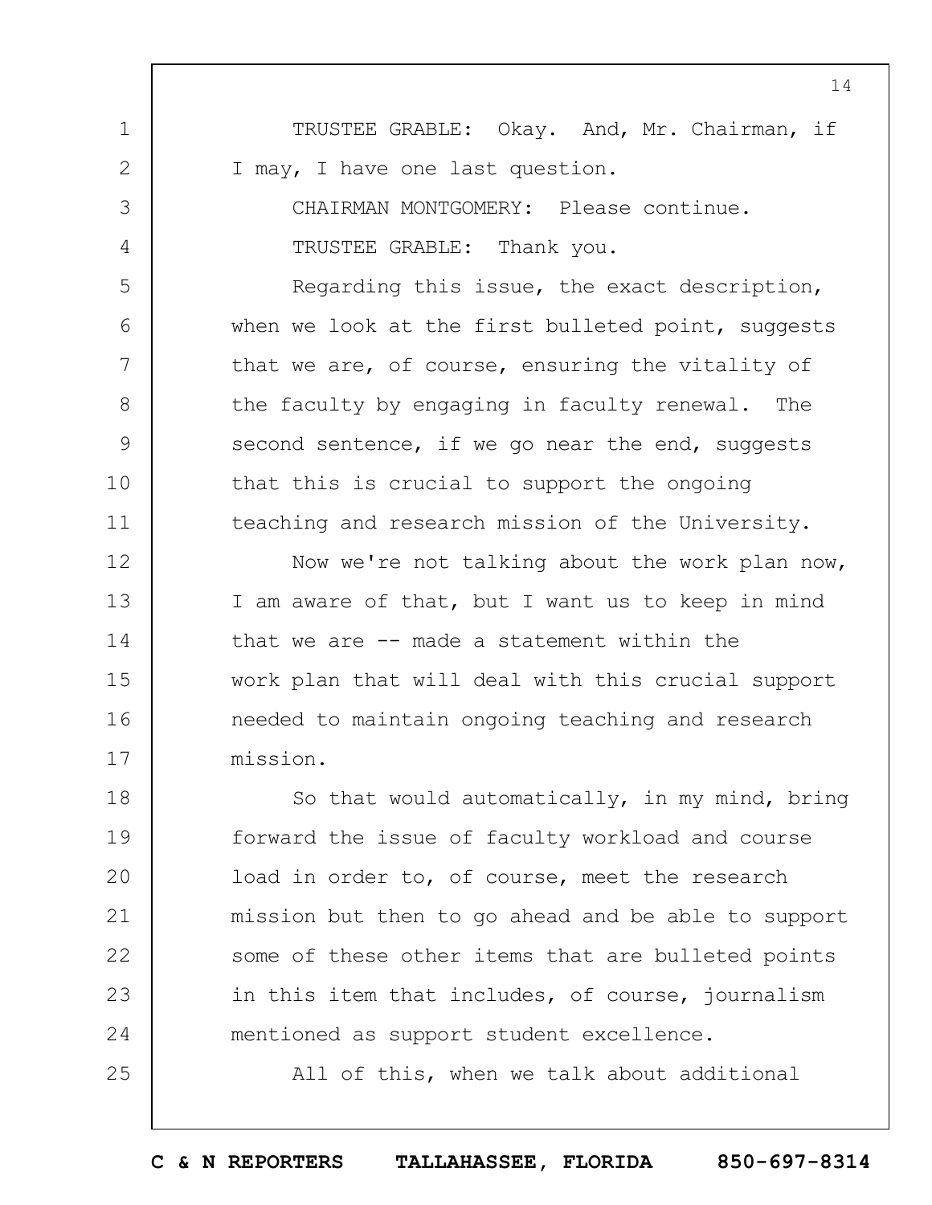TRUSTEE GRABLE: Okay. And, Mr. Chairman, if I may, I have one last question.

CHAIRMAN MONTGOMERY: Please continue.

TRUSTEE GRABLE: Thank you.

Regarding this issue, the exact description, when we look at the first bulleted point, suggests that we are, of course, ensuring the vitality of the faculty by engaging in faculty renewal. The second sentence, if we go near the end, suggests that this is crucial to support the ongoing teaching and research mission of the University.

Now we're not talking about the work plan now, I am aware of that, but I want us to keep in mind that we are -- made a statement within the work plan that will deal with this crucial support needed to maintain ongoing teaching and research mission.

So that would automatically, in my mind, bring forward the issue of faculty workload and course load in order to, of course, meet the research mission but then to go ahead and be able to support some of these other items that are bulleted points in this item that includes, of course, journalism mentioned as support student excellence.

All of this, when we talk about additional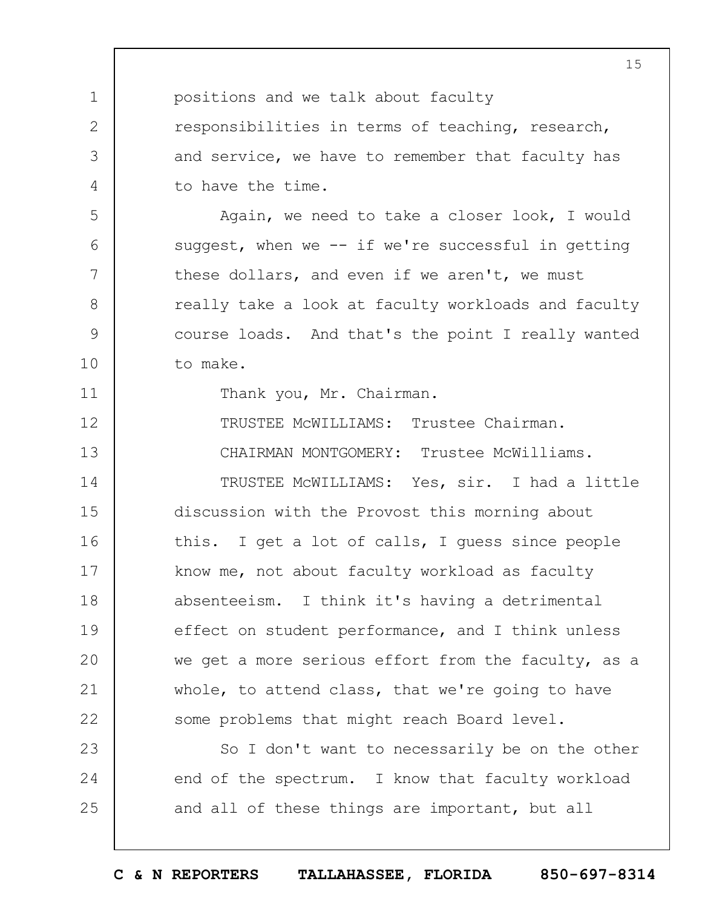positions and we talk about faculty responsibilities in terms of teaching, research, and service, we have to remember that faculty has to have the time.

Again, we need to take a closer look, I would suggest, when we -- if we're successful in getting these dollars, and even if we aren't, we must really take a look at faculty workloads and faculty course loads. And that's the point I really wanted to make.

Thank you, Mr. Chairman.

TRUSTEE McWILLIAMS: Trustee Chairman.

CHAIRMAN MONTGOMERY: Trustee McWilliams.

TRUSTEE McWILLIAMS: Yes, sir. I had a little discussion with the Provost this morning about this. I get a lot of calls, I guess since people know me, not about faculty workload as faculty absenteeism. I think it's having a detrimental effect on student performance, and I think unless we get a more serious effort from the faculty, as a whole, to attend class, that we're going to have some problems that might reach Board level.

So I don't want to necessarily be on the other end of the spectrum. I know that faculty workload and all of these things are important, but all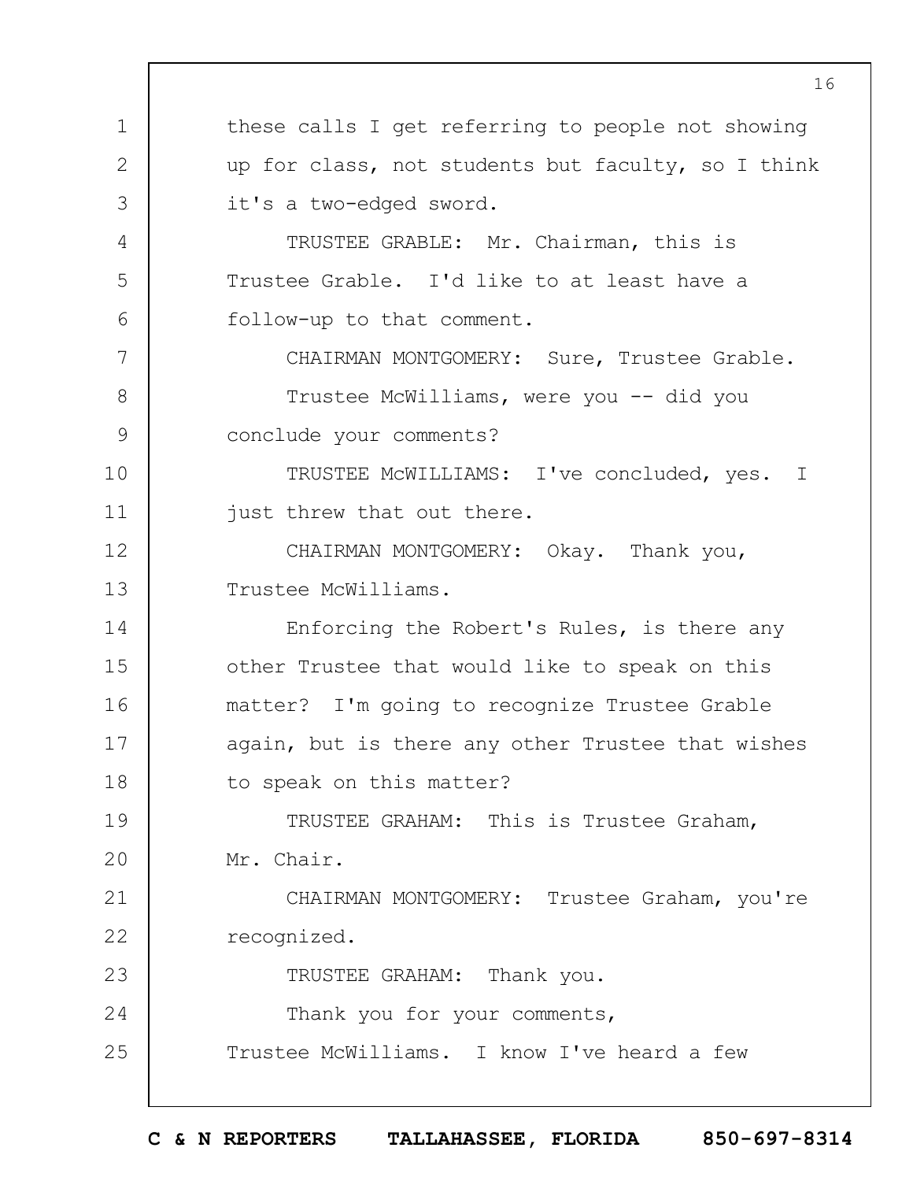these calls I get referring to people not showing up for class, not students but faculty, so I think it's a two-edged sword.

TRUSTEE GRABLE: Mr. Chairman, this is Trustee Grable. I'd like to at least have a follow-up to that comment.

CHAIRMAN MONTGOMERY: Sure, Trustee Grable.

Trustee McWilliams, were you -- did you conclude your comments?

TRUSTEE McWILLIAMS: I've concluded, yes. I just threw that out there.

CHAIRMAN MONTGOMERY: Okay. Thank you, Trustee McWilliams.

Enforcing the Robert's Rules, is there any other Trustee that would like to speak on this matter? I'm going to recognize Trustee Grable again, but is there any other Trustee that wishes to speak on this matter?

TRUSTEE GRAHAM: This is Trustee Graham, Mr. Chair.

CHAIRMAN MONTGOMERY: Trustee Graham, you're recognized.

TRUSTEE GRAHAM: Thank you.

Thank you for your comments, Trustee McWilliams. I know I've heard a few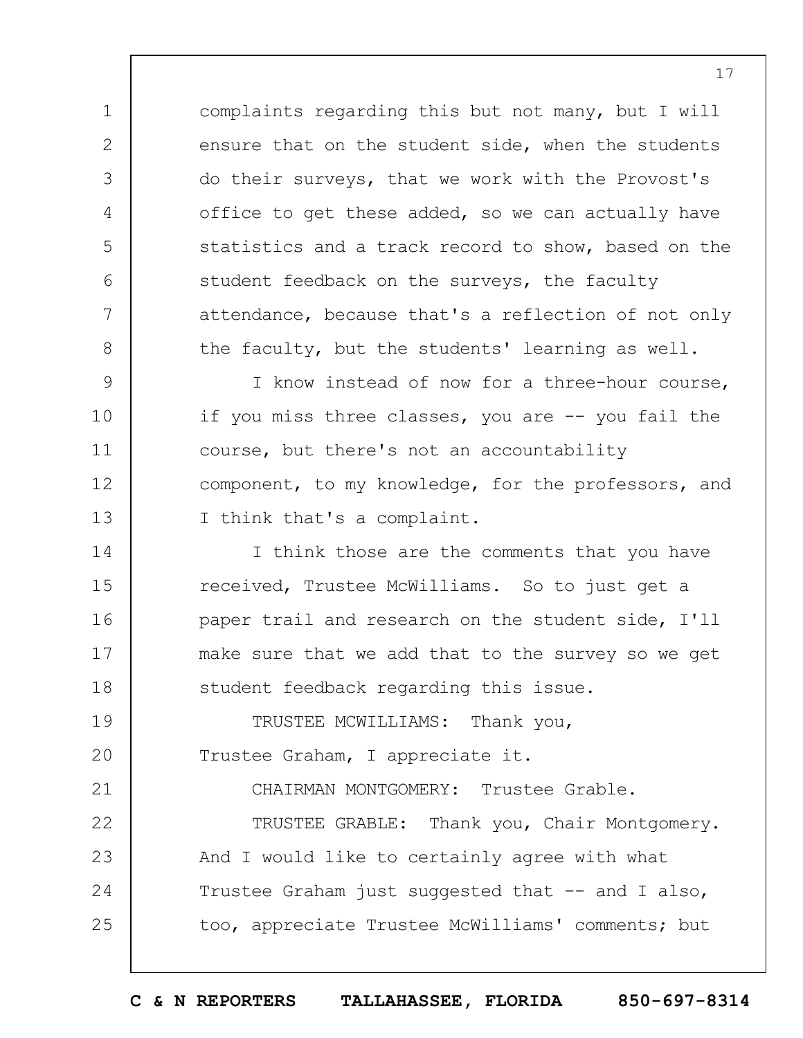complaints regarding this but not many, but I will ensure that on the student side, when the students do their surveys, that we work with the Provost's office to get these added, so we can actually have statistics and a track record to show, based on the student feedback on the surveys, the faculty attendance, because that's a reflection of not only the faculty, but the students' learning as well.

I know instead of now for a three-hour course, if you miss three classes, you are -- you fail the course, but there's not an accountability component, to my knowledge, for the professors, and I think that's a complaint.

I think those are the comments that you have received, Trustee McWilliams. So to just get a paper trail and research on the student side, I'll make sure that we add that to the survey so we get student feedback regarding this issue.

TRUSTEE MCWILLIAMS: Thank you, Trustee Graham, I appreciate it.

CHAIRMAN MONTGOMERY: Trustee Grable.

TRUSTEE GRABLE: Thank you, Chair Montgomery. And I would like to certainly agree with what Trustee Graham just suggested that -- and I also, too, appreciate Trustee McWilliams' comments; but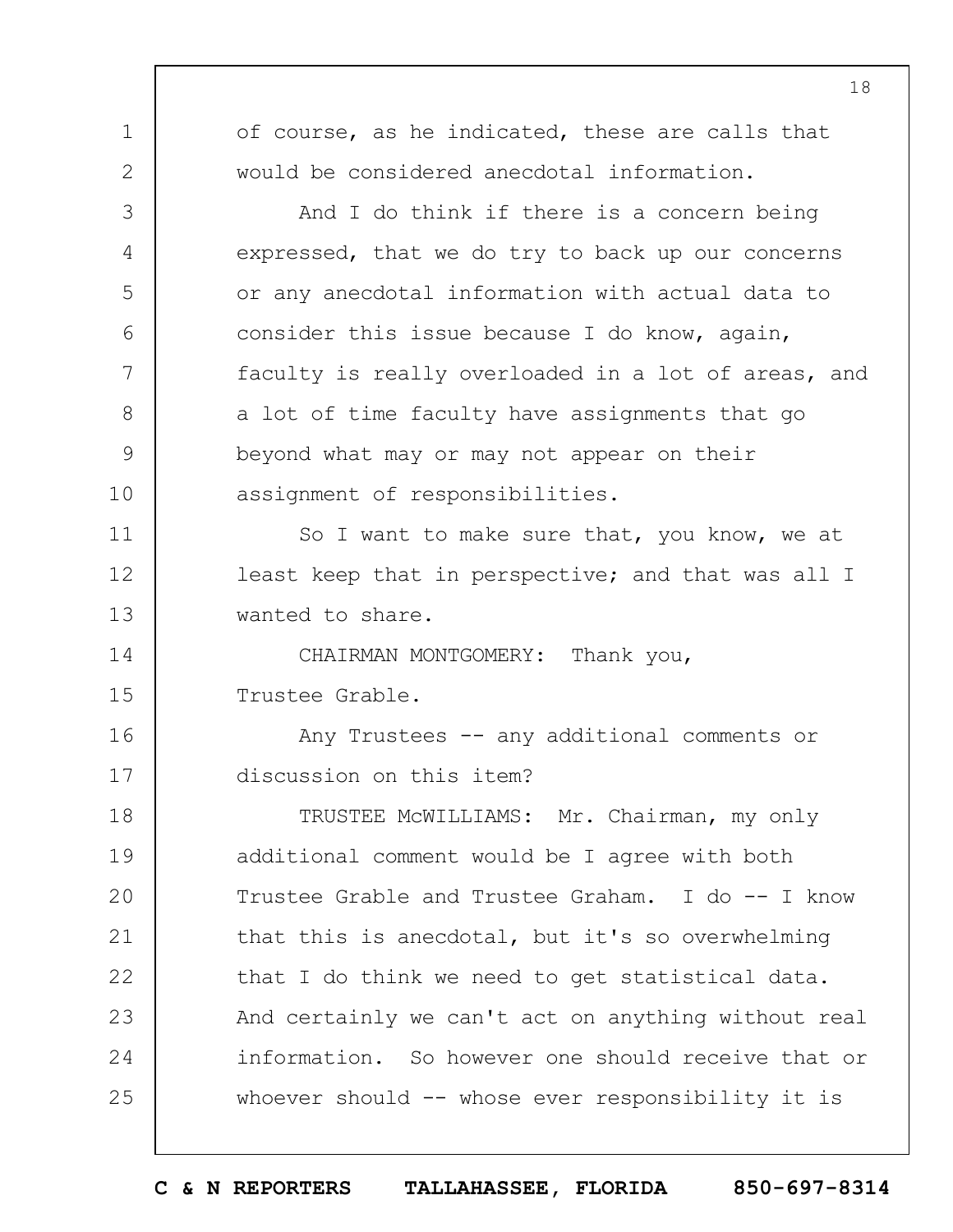of course, as he indicated, these are calls that would be considered anecdotal information.

And I do think if there is a concern being expressed, that we do try to back up our concerns or any anecdotal information with actual data to consider this issue because I do know, again, faculty is really overloaded in a lot of areas, and a lot of time faculty have assignments that go beyond what may or may not appear on their assignment of responsibilities.

So I want to make sure that, you know, we at least keep that in perspective; and that was all I wanted to share.

CHAIRMAN MONTGOMERY: Thank you, Trustee Grable.

Any Trustees -- any additional comments or discussion on this item?

TRUSTEE McWILLIAMS: Mr. Chairman, my only additional comment would be I agree with both Trustee Grable and Trustee Graham. I do -- I know that this is anecdotal, but it's so overwhelming that I do think we need to get statistical data. And certainly we can't act on anything without real information. So however one should receive that or whoever should -- whose ever responsibility it is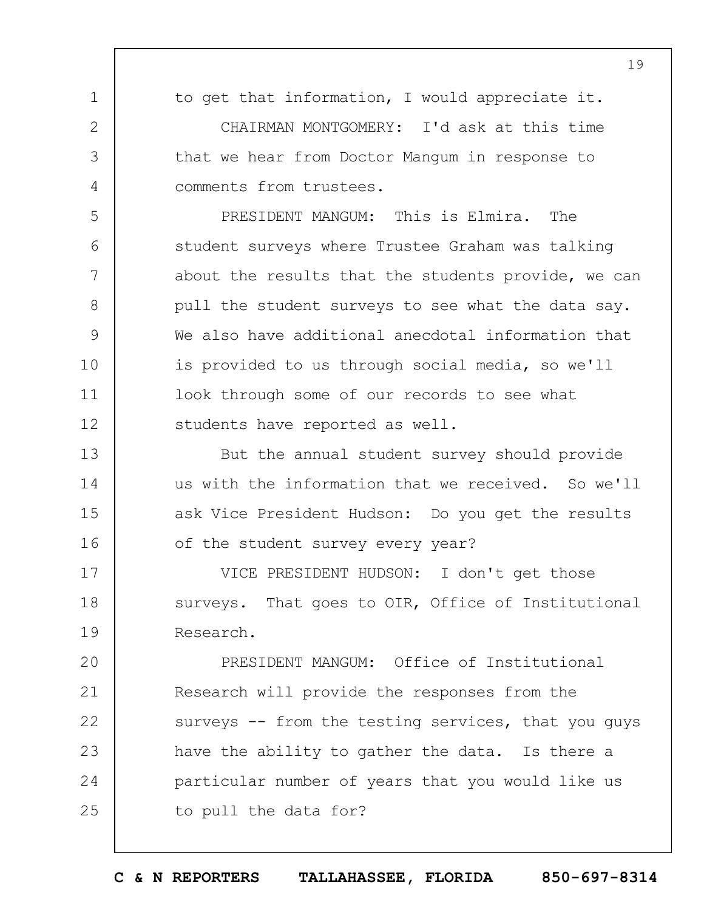to get that information, I would appreciate it.

CHAIRMAN MONTGOMERY: I'd ask at this time that we hear from Doctor Mangum in response to comments from trustees.

PRESIDENT MANGUM: This is Elmira. The student surveys where Trustee Graham was talking about the results that the students provide, we can pull the student surveys to see what the data say. We also have additional anecdotal information that is provided to us through social media, so we'll look through some of our records to see what students have reported as well.

But the annual student survey should provide us with the information that we received. So we'll ask Vice President Hudson: Do you get the results of the student survey every year?

VICE PRESIDENT HUDSON: I don't get those surveys. That goes to OIR, Office of Institutional Research.

PRESIDENT MANGUM: Office of Institutional Research will provide the responses from the surveys -- from the testing services, that you guys have the ability to gather the data. Is there a particular number of years that you would like us to pull the data for?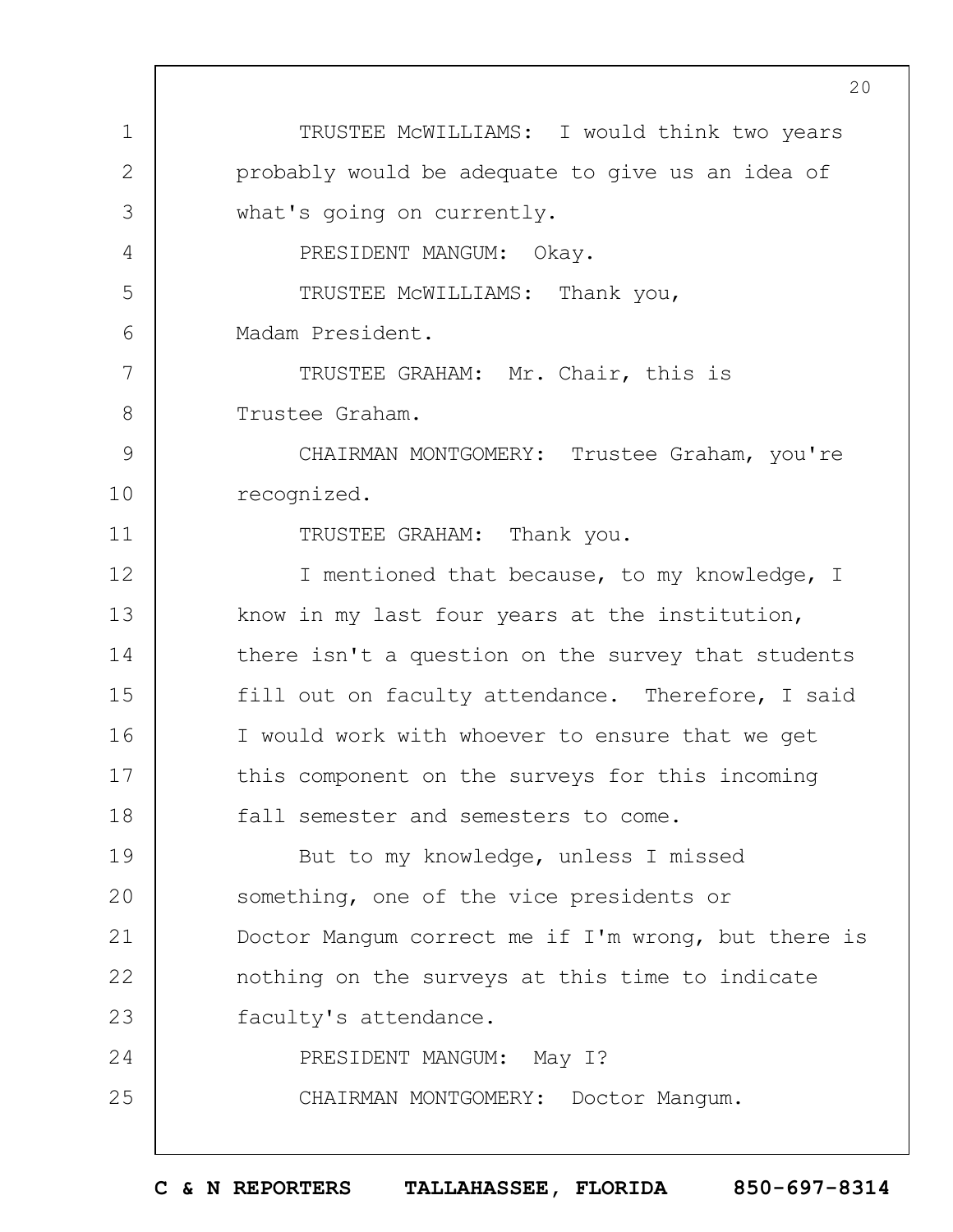TRUSTEE McWILLIAMS: I would think two years probably would be adequate to give us an idea of what's going on currently.

PRESIDENT MANGUM: Okay.

TRUSTEE McWILLIAMS: Thank you, Madam President.

TRUSTEE GRAHAM: Mr. Chair, this is Trustee Graham.

CHAIRMAN MONTGOMERY: Trustee Graham, you're recognized.

TRUSTEE GRAHAM: Thank you.

I mentioned that because, to my knowledge, I know in my last four years at the institution, there isn't a question on the survey that students fill out on faculty attendance. Therefore, I said I would work with whoever to ensure that we get this component on the surveys for this incoming fall semester and semesters to come.

But to my knowledge, unless I missed something, one of the vice presidents or Doctor Mangum correct me if I'm wrong, but there is nothing on the surveys at this time to indicate faculty's attendance.

PRESIDENT MANGUM: May I?

CHAIRMAN MONTGOMERY: Doctor Mangum.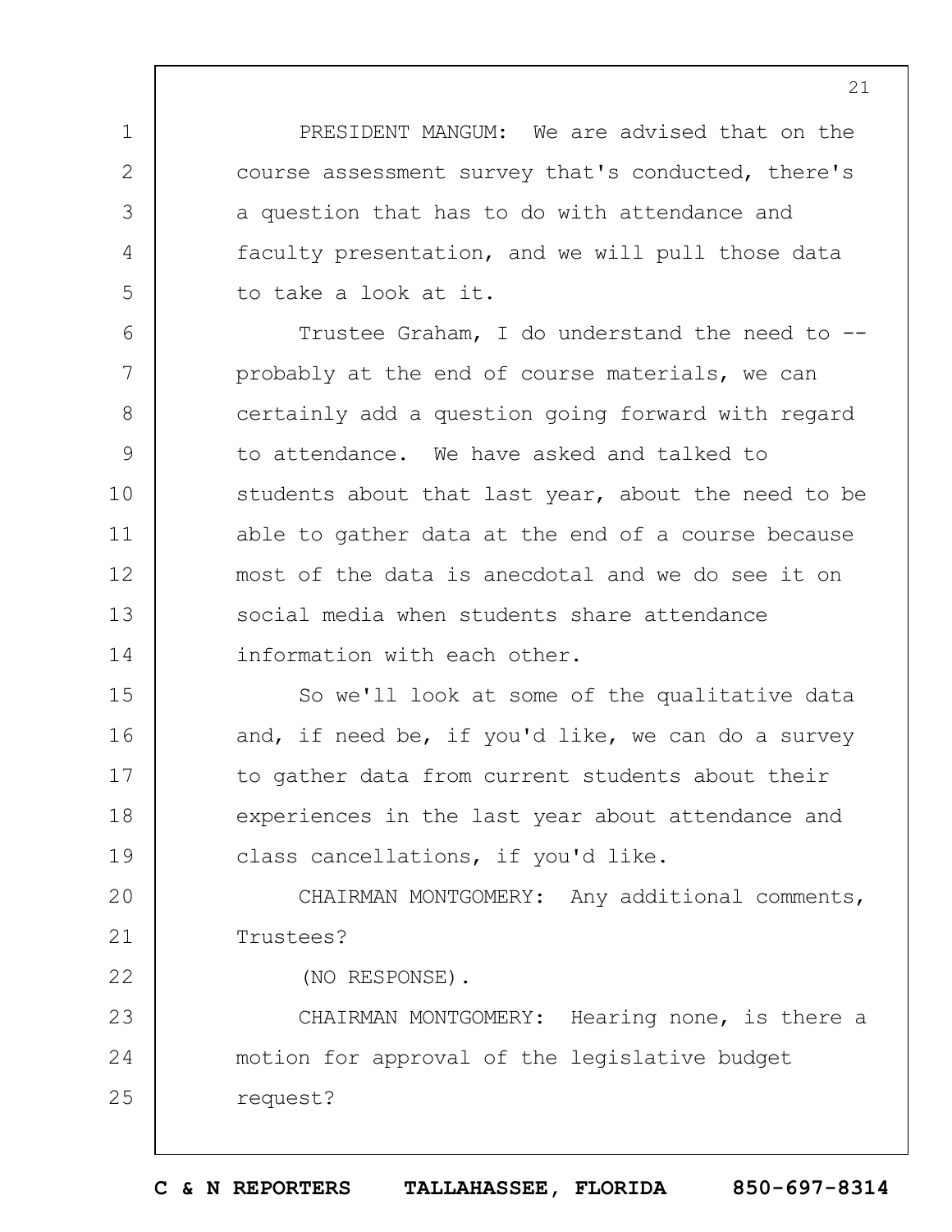PRESIDENT MANGUM: We are advised that on the course assessment survey that's conducted, there's a question that has to do with attendance and faculty presentation, and we will pull those data to take a look at it.

Trustee Graham, I do understand the need to -- probably at the end of course materials, we can certainly add a question going forward with regard to attendance. We have asked and talked to students about that last year, about the need to be able to gather data at the end of a course because most of the data is anecdotal and we do see it on social media when students share attendance information with each other.

So we'll look at some of the qualitative data and, if need be, if you'd like, we can do a survey to gather data from current students about their experiences in the last year about attendance and class cancellations, if you'd like.

CHAIRMAN MONTGOMERY: Any additional comments, Trustees?

(NO RESPONSE).

CHAIRMAN MONTGOMERY: Hearing none, is there a motion for approval of the legislative budget request?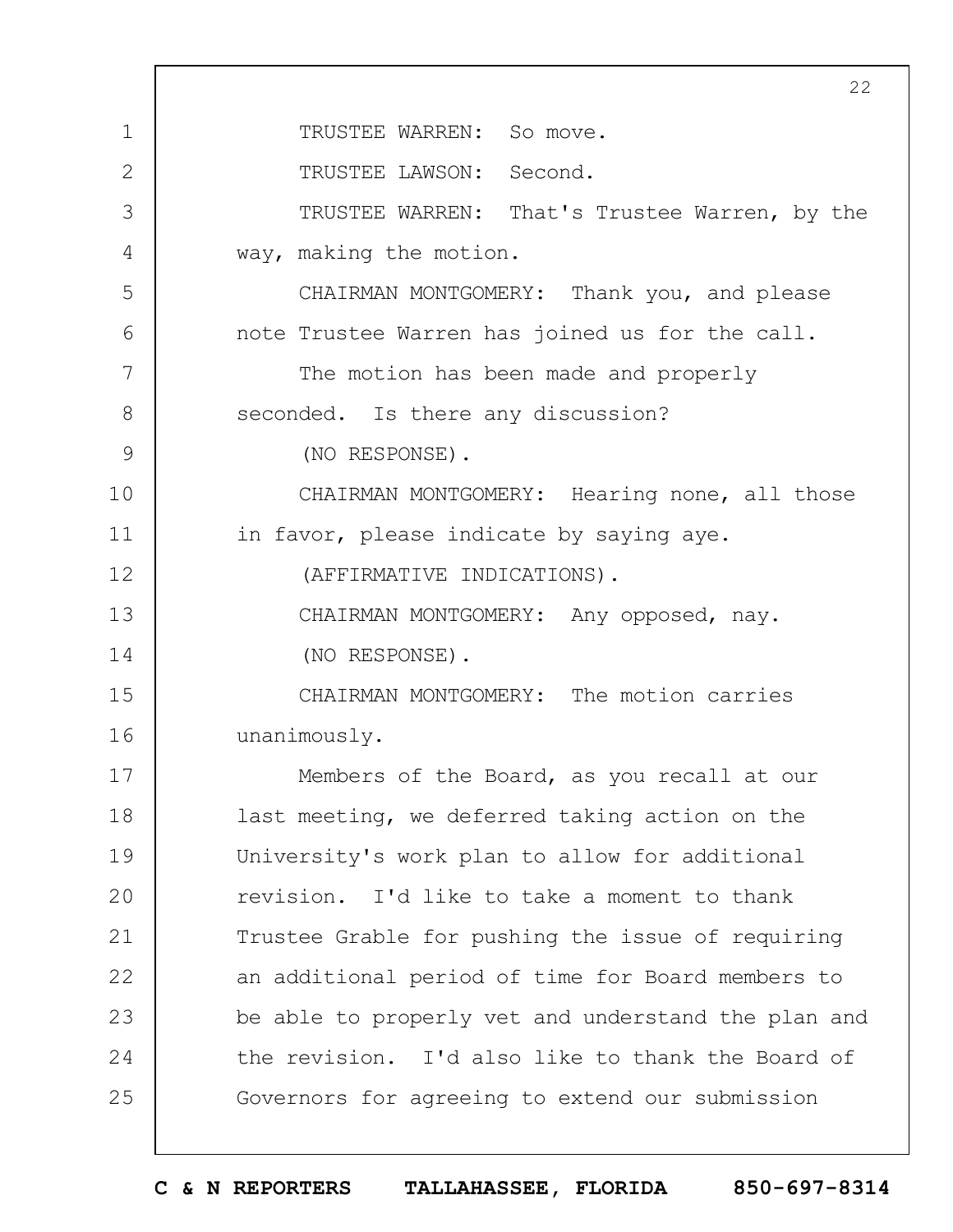TRUSTEE WARREN: So move.

TRUSTEE LAWSON: Second.

TRUSTEE WARREN: That's Trustee Warren, by the way, making the motion.

CHAIRMAN MONTGOMERY: Thank you, and please note Trustee Warren has joined us for the call.

The motion has been made and properly seconded. Is there any discussion?

(NO RESPONSE).

CHAIRMAN MONTGOMERY: Hearing none, all those in favor, please indicate by saying aye.

(AFFIRMATIVE INDICATIONS).

CHAIRMAN MONTGOMERY: Any opposed, nay.

(NO RESPONSE).

CHAIRMAN MONTGOMERY: The motion carries unanimously.

Members of the Board, as you recall at our last meeting, we deferred taking action on the University's work plan to allow for additional revision. I'd like to take a moment to thank Trustee Grable for pushing the issue of requiring an additional period of time for Board members to be able to properly vet and understand the plan and the revision. I'd also like to thank the Board of Governors for agreeing to extend our submission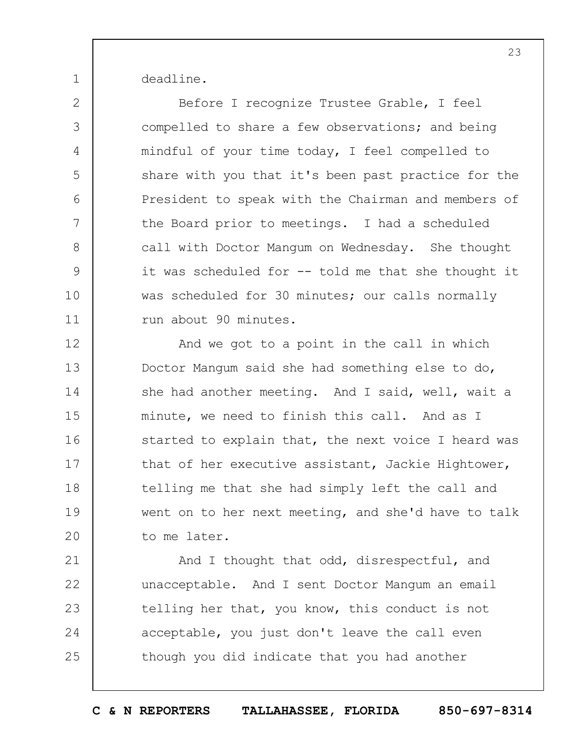deadline.

Before I recognize Trustee Grable, I feel compelled to share a few observations; and being mindful of your time today, I feel compelled to share with you that it's been past practice for the President to speak with the Chairman and members of the Board prior to meetings. I had a scheduled call with Doctor Mangum on Wednesday. She thought it was scheduled for -- told me that she thought it was scheduled for 30 minutes; our calls normally run about 90 minutes.

And we got to a point in the call in which Doctor Mangum said she had something else to do, she had another meeting. And I said, well, wait a minute, we need to finish this call. And as I started to explain that, the next voice I heard was that of her executive assistant, Jackie Hightower, telling me that she had simply left the call and went on to her next meeting, and she'd have to talk to me later.

And I thought that odd, disrespectful, and unacceptable. And I sent Doctor Mangum an email telling her that, you know, this conduct is not acceptable, you just don't leave the call even though you did indicate that you had another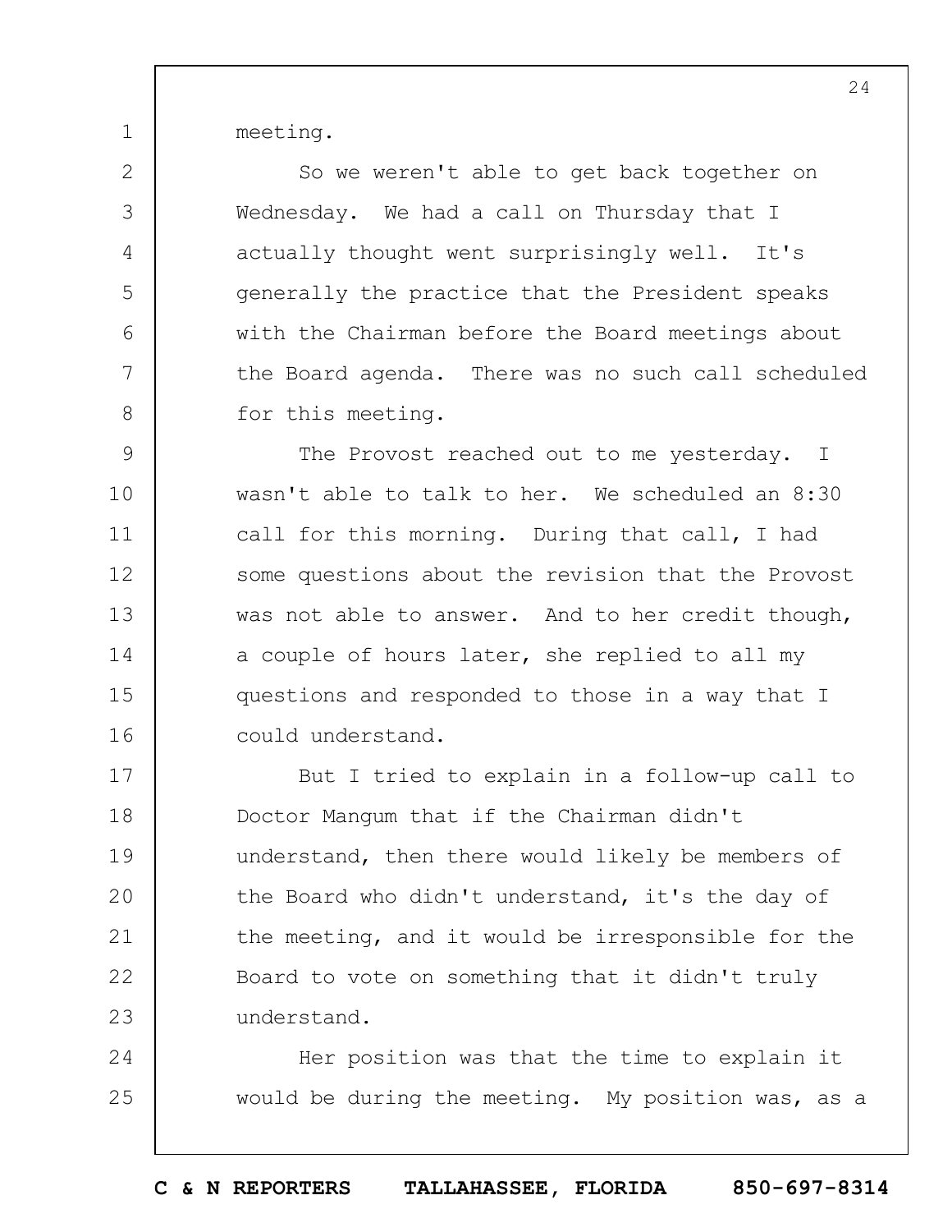meeting.

So we weren't able to get back together on Wednesday. We had a call on Thursday that I actually thought went surprisingly well. It's generally the practice that the President speaks with the Chairman before the Board meetings about the Board agenda. There was no such call scheduled for this meeting.

The Provost reached out to me yesterday. I wasn't able to talk to her. We scheduled an 8:30 call for this morning. During that call, I had some questions about the revision that the Provost was not able to answer. And to her credit though, a couple of hours later, she replied to all my questions and responded to those in a way that I could understand.

But I tried to explain in a follow-up call to Doctor Mangum that if the Chairman didn't understand, then there would likely be members of the Board who didn't understand, it's the day of the meeting, and it would be irresponsible for the Board to vote on something that it didn't truly understand.

Her position was that the time to explain it would be during the meeting. My position was, as a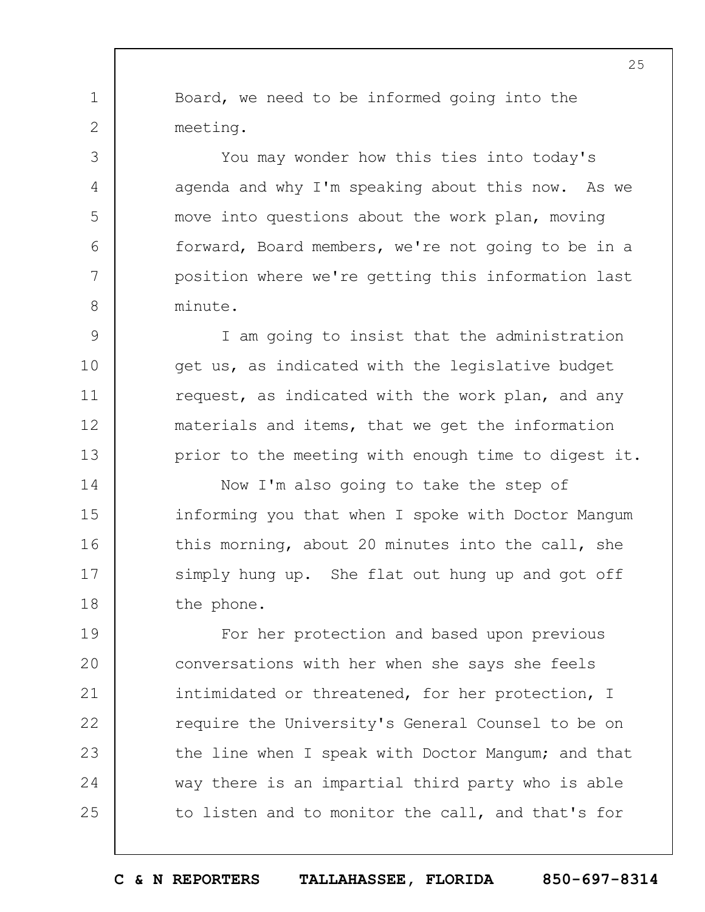Board, we need to be informed going into the meeting.

You may wonder how this ties into today's agenda and why I'm speaking about this now. As we move into questions about the work plan, moving forward, Board members, we're not going to be in a position where we're getting this information last minute.

I am going to insist that the administration get us, as indicated with the legislative budget request, as indicated with the work plan, and any materials and items, that we get the information prior to the meeting with enough time to digest it.

Now I'm also going to take the step of informing you that when I spoke with Doctor Mangum this morning, about 20 minutes into the call, she simply hung up. She flat out hung up and got off the phone.

For her protection and based upon previous conversations with her when she says she feels intimidated or threatened, for her protection, I require the University's General Counsel to be on the line when I speak with Doctor Mangum; and that way there is an impartial third party who is able to listen and to monitor the call, and that's for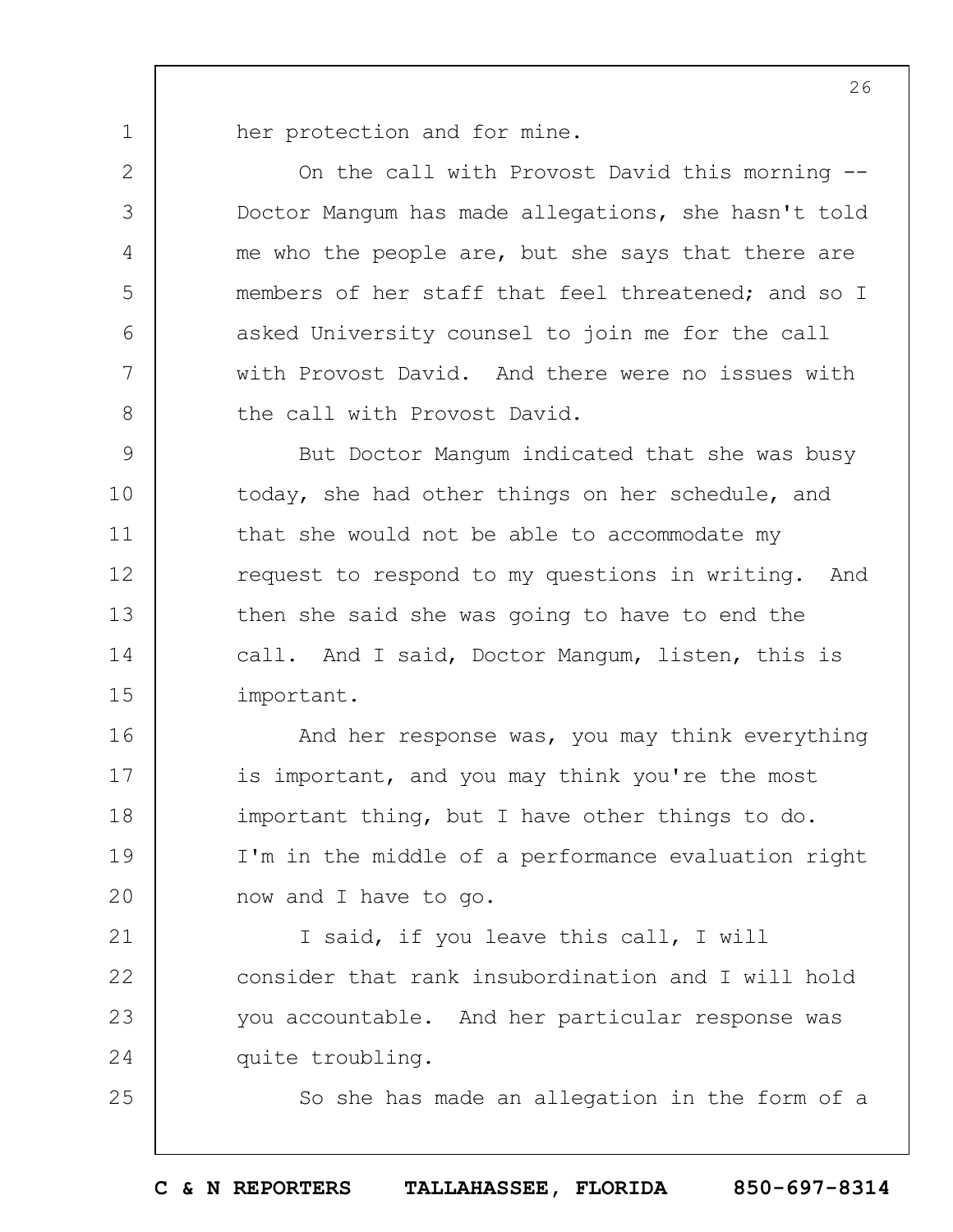her protection and for mine.

On the call with Provost David this morning -- Doctor Mangum has made allegations, she hasn't told me who the people are, but she says that there are members of her staff that feel threatened; and so I asked University counsel to join me for the call with Provost David. And there were no issues with the call with Provost David.

But Doctor Mangum indicated that she was busy today, she had other things on her schedule, and that she would not be able to accommodate my request to respond to my questions in writing. And then she said she was going to have to end the call. And I said, Doctor Mangum, listen, this is important.

And her response was, you may think everything is important, and you may think you're the most important thing, but I have other things to do. I'm in the middle of a performance evaluation right now and I have to go.

I said, if you leave this call, I will consider that rank insubordination and I will hold you accountable. And her particular response was quite troubling.

So she has made an allegation in the form of a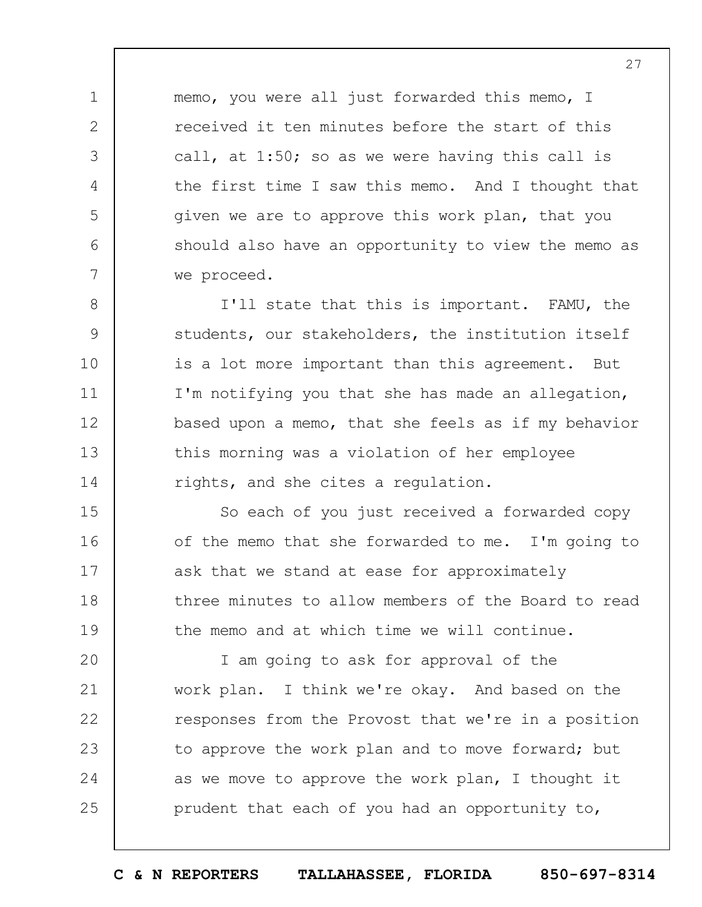memo, you were all just forwarded this memo, I received it ten minutes before the start of this call, at 1:50; so as we were having this call is the first time I saw this memo. And I thought that given we are to approve this work plan, that you should also have an opportunity to view the memo as we proceed.

I'll state that this is important. FAMU, the students, our stakeholders, the institution itself is a lot more important than this agreement. But I'm notifying you that she has made an allegation, based upon a memo, that she feels as if my behavior this morning was a violation of her employee rights, and she cites a regulation.

So each of you just received a forwarded copy of the memo that she forwarded to me. I'm going to ask that we stand at ease for approximately three minutes to allow members of the Board to read the memo and at which time we will continue.

I am going to ask for approval of the work plan. I think we're okay. And based on the responses from the Provost that we're in a position to approve the work plan and to move forward; but as we move to approve the work plan, I thought it prudent that each of you had an opportunity to,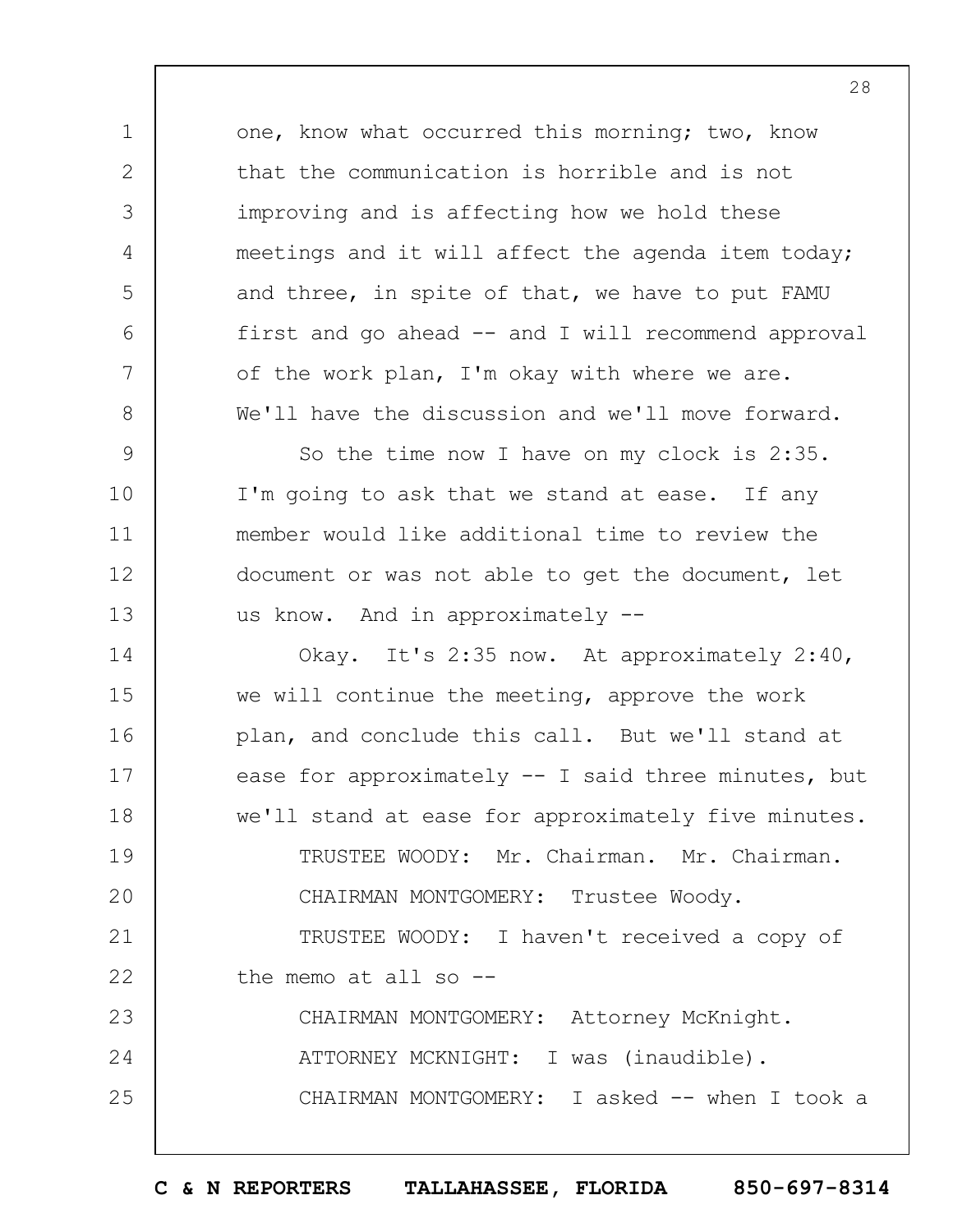one, know what occurred this morning; two, know that the communication is horrible and is not improving and is affecting how we hold these meetings and it will affect the agenda item today; and three, in spite of that, we have to put FAMU first and go ahead -- and I will recommend approval of the work plan, I'm okay with where we are. We'll have the discussion and we'll move forward.

So the time now I have on my clock is 2:35. I'm going to ask that we stand at ease. If any member would like additional time to review the document or was not able to get the document, let us know. And in approximately --

Okay. It's 2:35 now. At approximately 2:40, we will continue the meeting, approve the work plan, and conclude this call. But we'll stand at ease for approximately -- I said three minutes, but we'll stand at ease for approximately five minutes.

TRUSTEE WOODY: Mr. Chairman. Mr. Chairman.

CHAIRMAN MONTGOMERY: Trustee Woody.

TRUSTEE WOODY: I haven't received a copy of the memo at all so --

CHAIRMAN MONTGOMERY: Attorney McKnight.

ATTORNEY MCKNIGHT: I was (inaudible).

CHAIRMAN MONTGOMERY: I asked -- when I took a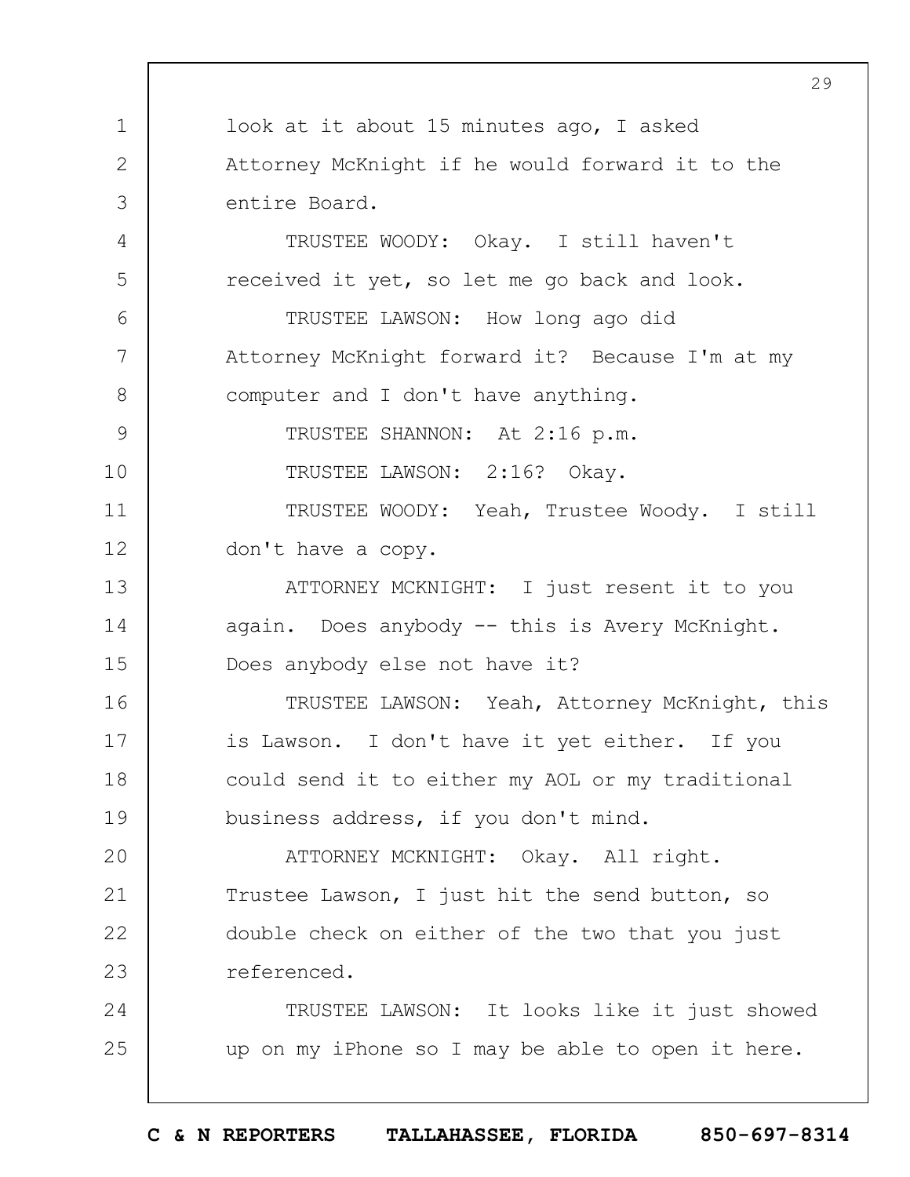look at it about 15 minutes ago, I asked Attorney McKnight if he would forward it to the entire Board.

TRUSTEE WOODY: Okay. I still haven't received it yet, so let me go back and look.

TRUSTEE LAWSON: How long ago did Attorney McKnight forward it? Because I'm at my computer and I don't have anything.

TRUSTEE SHANNON: At 2:16 p.m.

TRUSTEE LAWSON: 2:16? Okay.

TRUSTEE WOODY: Yeah, Trustee Woody. I still don't have a copy.

ATTORNEY MCKNIGHT: I just resent it to you again. Does anybody -- this is Avery McKnight. Does anybody else not have it?

TRUSTEE LAWSON: Yeah, Attorney McKnight, this is Lawson. I don't have it yet either. If you could send it to either my AOL or my traditional business address, if you don't mind.

ATTORNEY MCKNIGHT: Okay. All right. Trustee Lawson, I just hit the send button, so double check on either of the two that you just referenced.

TRUSTEE LAWSON: It looks like it just showed up on my iPhone so I may be able to open it here.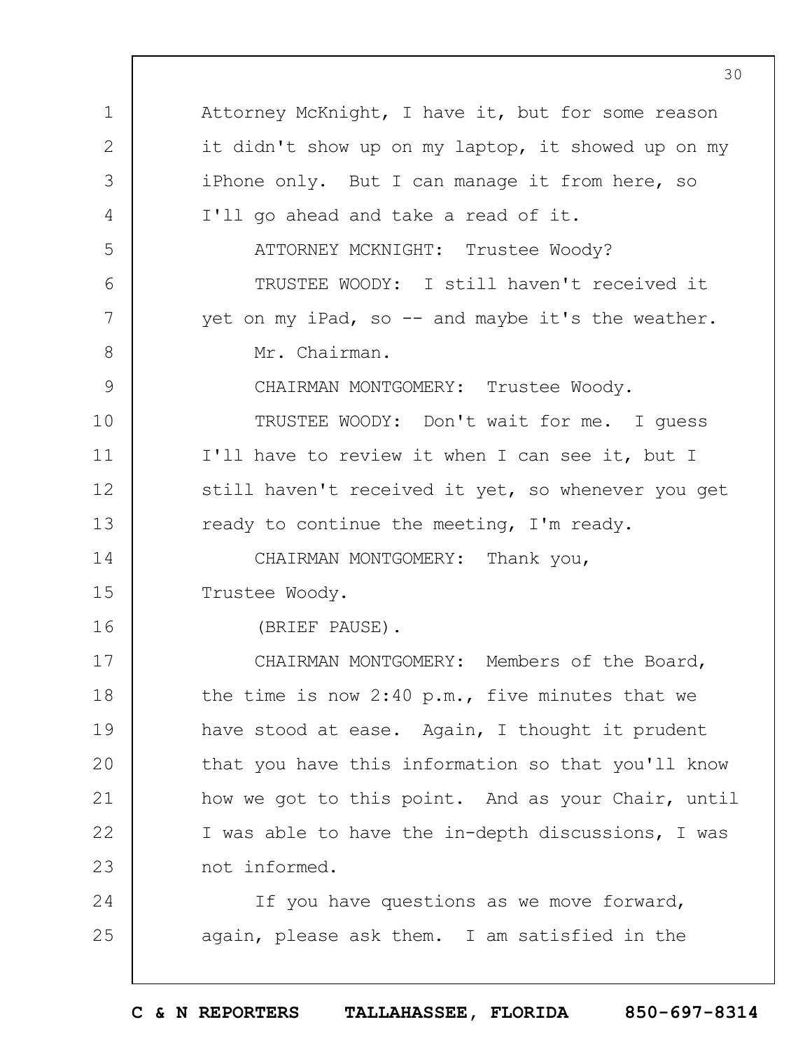Attorney McKnight, I have it, but for some reason it didn't show up on my laptop, it showed up on my iPhone only. But I can manage it from here, so I'll go ahead and take a read of it.

ATTORNEY MCKNIGHT: Trustee Woody?

TRUSTEE WOODY: I still haven't received it yet on my iPad, so -- and maybe it's the weather.

Mr. Chairman.

CHAIRMAN MONTGOMERY: Trustee Woody.

TRUSTEE WOODY: Don't wait for me. I guess I'll have to review it when I can see it, but I still haven't received it yet, so whenever you get ready to continue the meeting, I'm ready.

CHAIRMAN MONTGOMERY: Thank you, Trustee Woody.

(BRIEF PAUSE).

CHAIRMAN MONTGOMERY: Members of the Board, the time is now 2:40 p.m., five minutes that we have stood at ease. Again, I thought it prudent that you have this information so that you'll know how we got to this point. And as your Chair, until I was able to have the in-depth discussions, I was not informed.

If you have questions as we move forward, again, please ask them. I am satisfied in the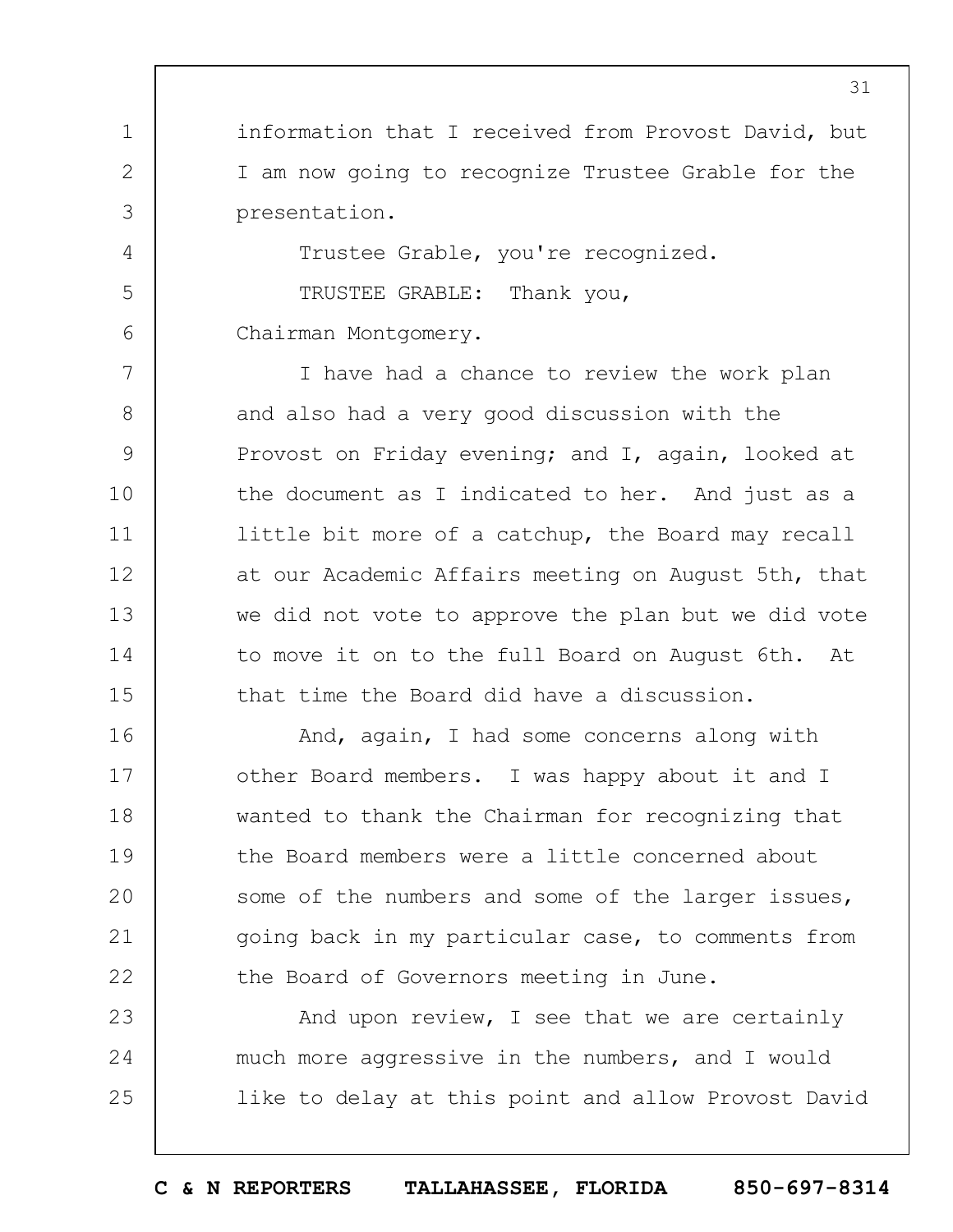information that I received from Provost David, but I am now going to recognize Trustee Grable for the presentation.

Trustee Grable, you're recognized.

TRUSTEE GRABLE: Thank you, Chairman Montgomery.

I have had a chance to review the work plan and also had a very good discussion with the Provost on Friday evening; and I, again, looked at the document as I indicated to her. And just as a little bit more of a catchup, the Board may recall at our Academic Affairs meeting on August 5th, that we did not vote to approve the plan but we did vote to move it on to the full Board on August 6th. At that time the Board did have a discussion.

And, again, I had some concerns along with other Board members. I was happy about it and I wanted to thank the Chairman for recognizing that the Board members were a little concerned about some of the numbers and some of the larger issues, going back in my particular case, to comments from the Board of Governors meeting in June.

And upon review, I see that we are certainly much more aggressive in the numbers, and I would like to delay at this point and allow Provost David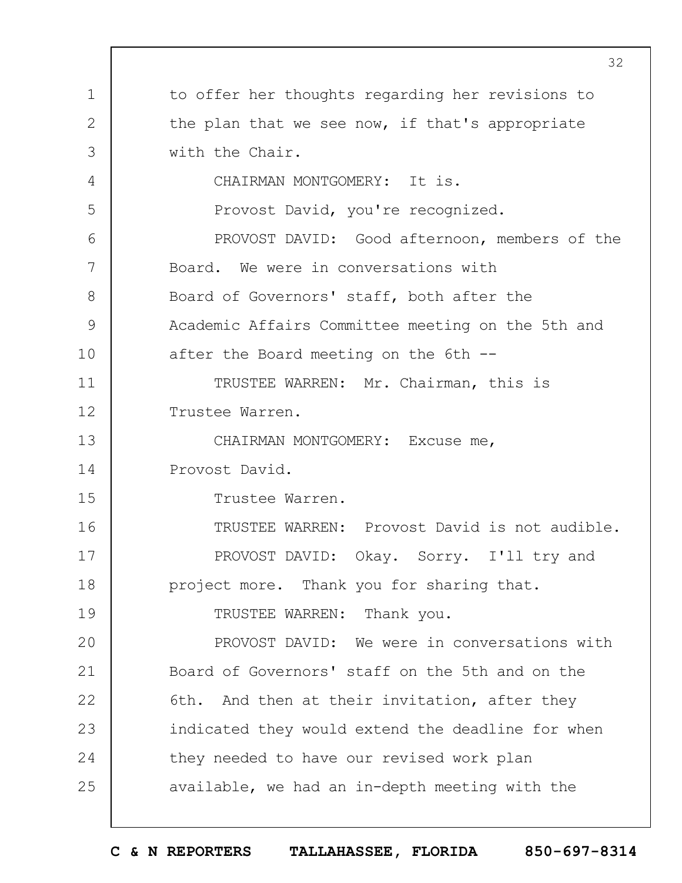to offer her thoughts regarding her revisions to the plan that we see now, if that's appropriate with the Chair.

CHAIRMAN MONTGOMERY: It is.

Provost David, you're recognized.

PROVOST DAVID: Good afternoon, members of the Board. We were in conversations with Board of Governors' staff, both after the Academic Affairs Committee meeting on the 5th and after the Board meeting on the 6th --

TRUSTEE WARREN: Mr. Chairman, this is Trustee Warren.

CHAIRMAN MONTGOMERY: Excuse me, Provost David.

Trustee Warren.

TRUSTEE WARREN: Provost David is not audible.

PROVOST DAVID: Okay. Sorry. I'll try and project more. Thank you for sharing that.

TRUSTEE WARREN: Thank you.

PROVOST DAVID: We were in conversations with Board of Governors' staff on the 5th and on the 6th. And then at their invitation, after they indicated they would extend the deadline for when they needed to have our revised work plan available, we had an in-depth meeting with the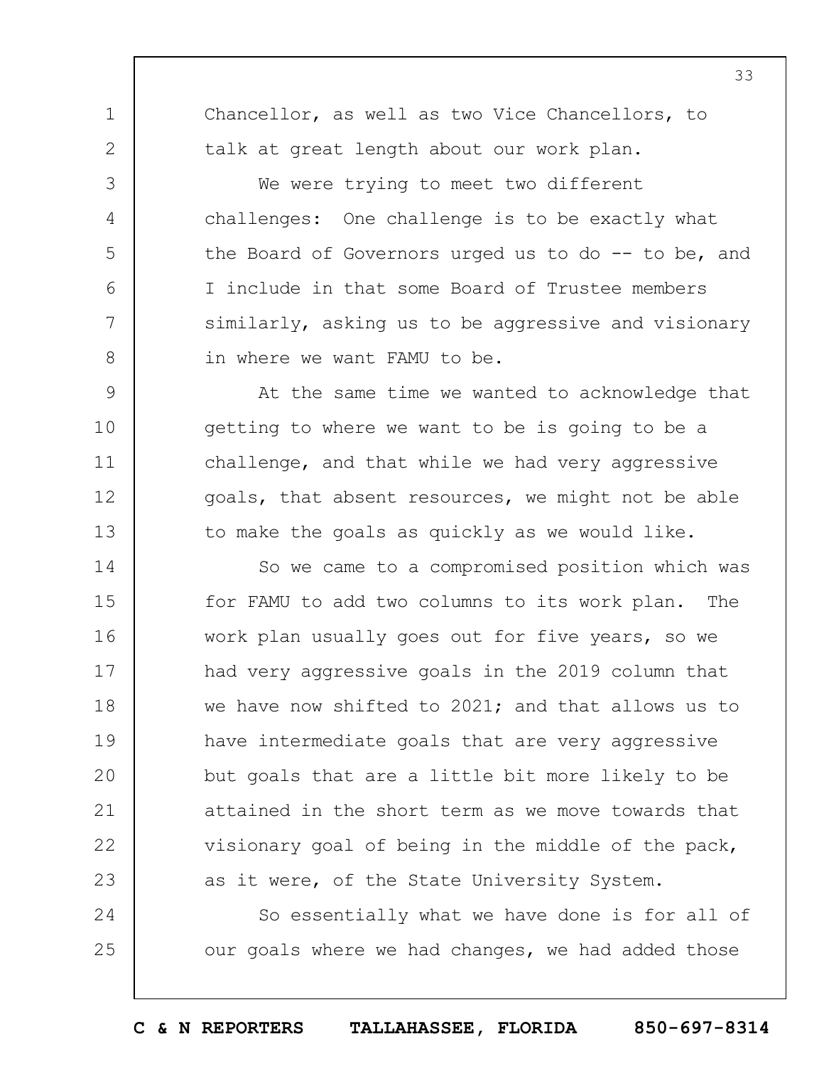Chancellor, as well as two Vice Chancellors, to talk at great length about our work plan.

We were trying to meet two different challenges: One challenge is to be exactly what the Board of Governors urged us to do -- to be, and I include in that some Board of Trustee members similarly, asking us to be aggressive and visionary in where we want FAMU to be.

At the same time we wanted to acknowledge that getting to where we want to be is going to be a challenge, and that while we had very aggressive goals, that absent resources, we might not be able to make the goals as quickly as we would like.

So we came to a compromised position which was for FAMU to add two columns to its work plan. The work plan usually goes out for five years, so we had very aggressive goals in the 2019 column that we have now shifted to 2021; and that allows us to have intermediate goals that are very aggressive but goals that are a little bit more likely to be attained in the short term as we move towards that visionary goal of being in the middle of the pack, as it were, of the State University System.

So essentially what we have done is for all of our goals where we had changes, we had added those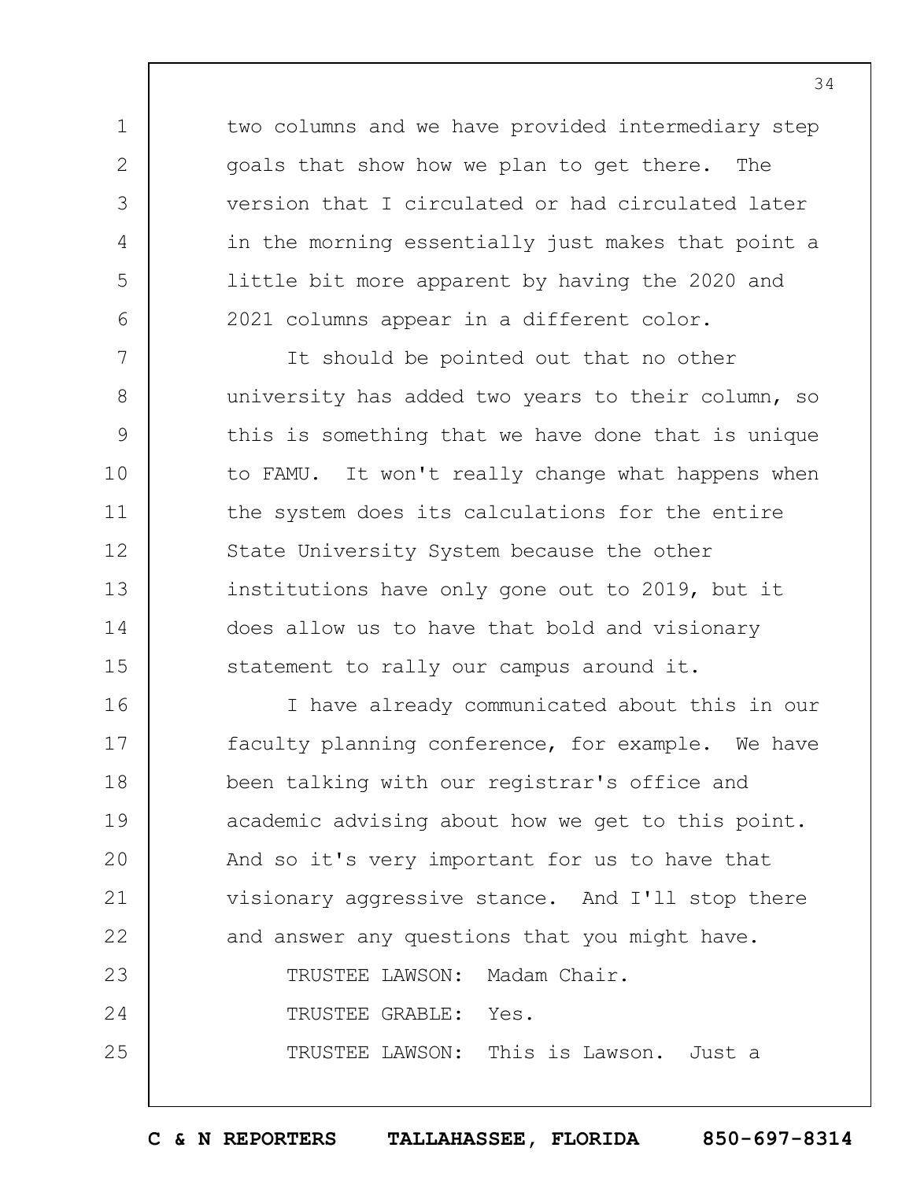two columns and we have provided intermediary step goals that show how we plan to get there. The version that I circulated or had circulated later in the morning essentially just makes that point a little bit more apparent by having the 2020 and 2021 columns appear in a different color.

It should be pointed out that no other university has added two years to their column, so this is something that we have done that is unique to FAMU. It won't really change what happens when the system does its calculations for the entire State University System because the other institutions have only gone out to 2019, but it does allow us to have that bold and visionary statement to rally our campus around it.

I have already communicated about this in our faculty planning conference, for example. We have been talking with our registrar's office and academic advising about how we get to this point. And so it's very important for us to have that visionary aggressive stance. And I'll stop there and answer any questions that you might have.

TRUSTEE LAWSON: Madam Chair.

TRUSTEE GRABLE: Yes.

TRUSTEE LAWSON: This is Lawson. Just a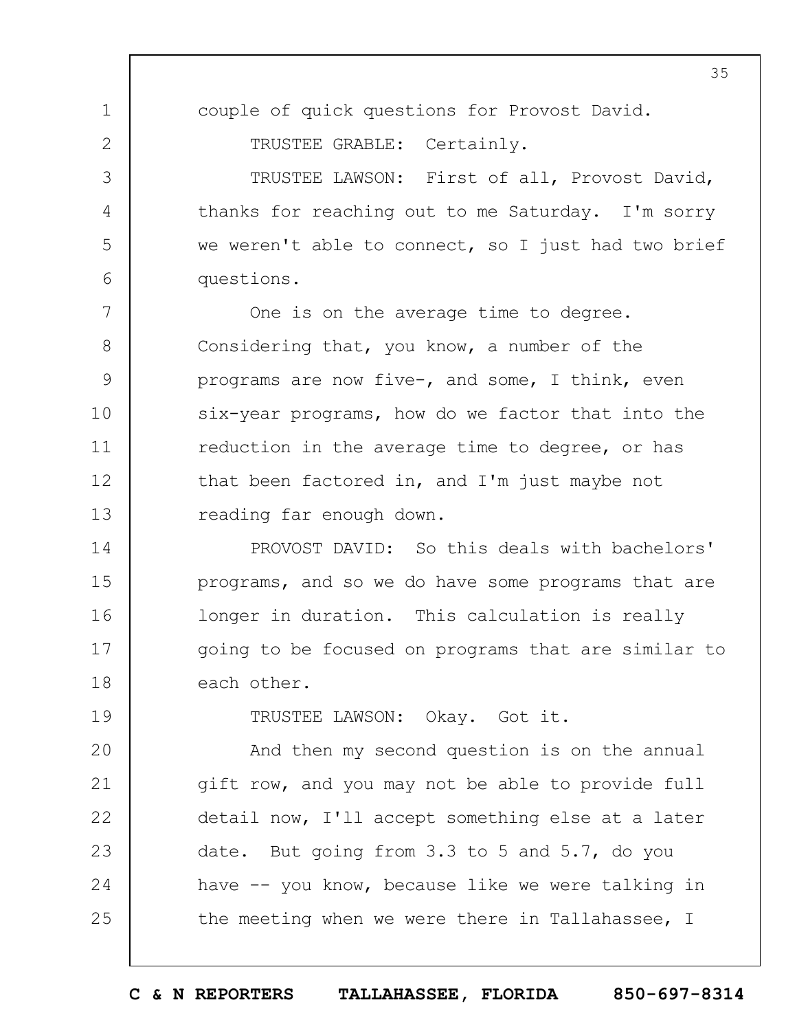couple of quick questions for Provost David.

TRUSTEE GRABLE: Certainly.

TRUSTEE LAWSON: First of all, Provost David, thanks for reaching out to me Saturday. I'm sorry we weren't able to connect, so I just had two brief questions.

One is on the average time to degree. Considering that, you know, a number of the programs are now five-, and some, I think, even six-year programs, how do we factor that into the reduction in the average time to degree, or has that been factored in, and I'm just maybe not reading far enough down.

PROVOST DAVID: So this deals with bachelors' programs, and so we do have some programs that are longer in duration. This calculation is really going to be focused on programs that are similar to each other.

TRUSTEE LAWSON: Okay. Got it.

And then my second question is on the annual gift row, and you may not be able to provide full detail now, I'll accept something else at a later date. But going from 3.3 to 5 and 5.7, do you have -- you know, because like we were talking in the meeting when we were there in Tallahassee, I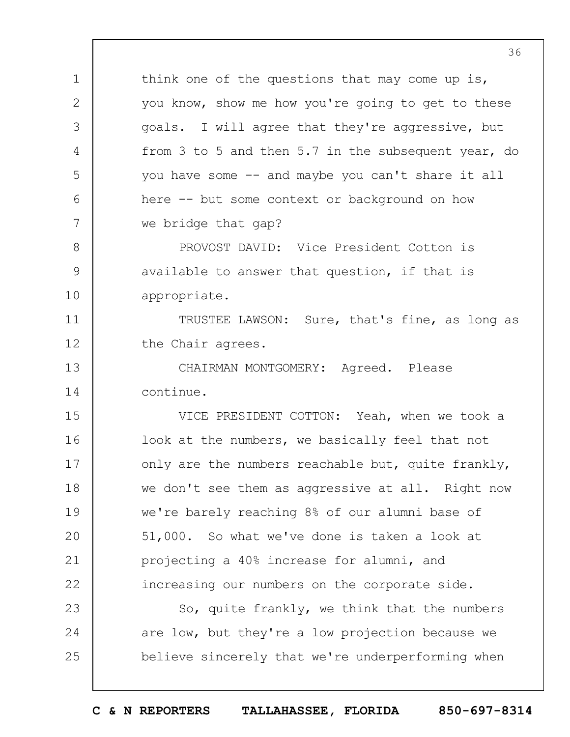think one of the questions that may come up is, you know, show me how you're going to get to these goals. I will agree that they're aggressive, but from 3 to 5 and then 5.7 in the subsequent year, do you have some -- and maybe you can't share it all here -- but some context or background on how we bridge that gap?

PROVOST DAVID: Vice President Cotton is available to answer that question, if that is appropriate.

TRUSTEE LAWSON: Sure, that's fine, as long as the Chair agrees.

CHAIRMAN MONTGOMERY: Agreed. Please continue.

VICE PRESIDENT COTTON: Yeah, when we took a look at the numbers, we basically feel that not only are the numbers reachable but, quite frankly, we don't see them as aggressive at all. Right now we're barely reaching 8% of our alumni base of 51,000. So what we've done is taken a look at projecting a 40% increase for alumni, and increasing our numbers on the corporate side.

So, quite frankly, we think that the numbers are low, but they're a low projection because we believe sincerely that we're underperforming when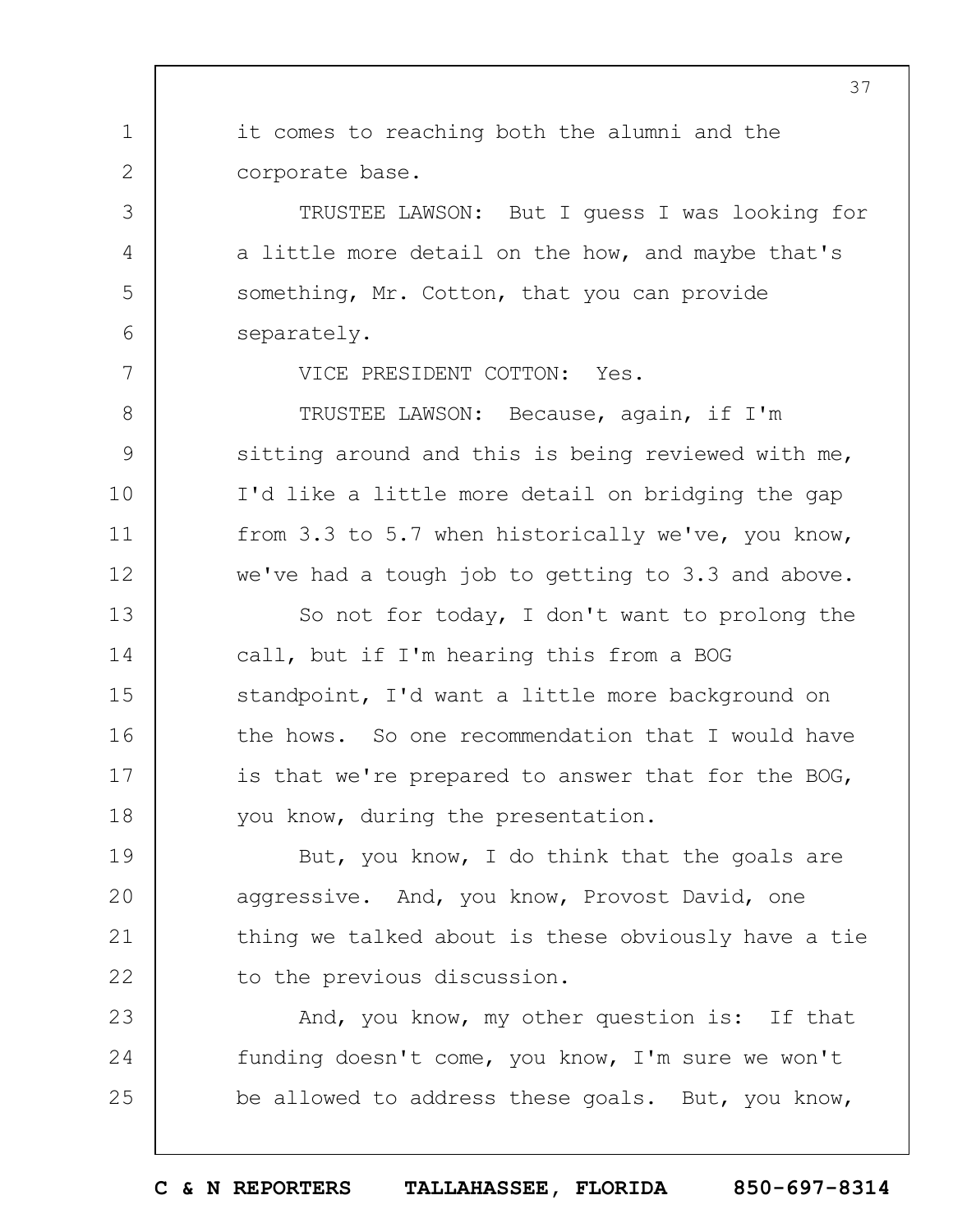it comes to reaching both the alumni and the corporate base.

TRUSTEE LAWSON: But I guess I was looking for a little more detail on the how, and maybe that's something, Mr. Cotton, that you can provide separately.

VICE PRESIDENT COTTON: Yes.

TRUSTEE LAWSON: Because, again, if I'm sitting around and this is being reviewed with me, I'd like a little more detail on bridging the gap from 3.3 to 5.7 when historically we've, you know, we've had a tough job to getting to 3.3 and above.

So not for today, I don't want to prolong the call, but if I'm hearing this from a BOG standpoint, I'd want a little more background on the hows. So one recommendation that I would have is that we're prepared to answer that for the BOG, you know, during the presentation.

But, you know, I do think that the goals are aggressive. And, you know, Provost David, one thing we talked about is these obviously have a tie to the previous discussion.

And, you know, my other question is: If that funding doesn't come, you know, I'm sure we won't be allowed to address these goals. But, you know,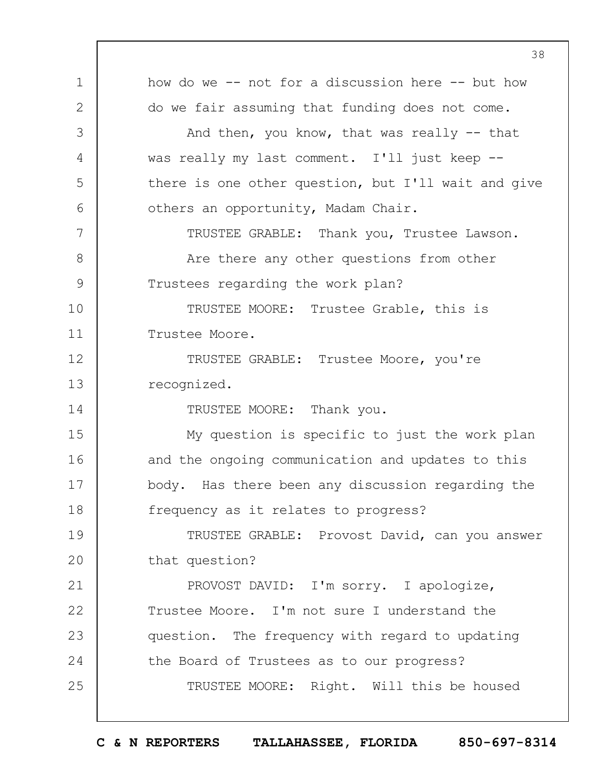how do we -- not for a discussion here -- but how do we fair assuming that funding does not come.

And then, you know, that was really -- that was really my last comment. I'll just keep -- there is one other question, but I'll wait and give others an opportunity, Madam Chair.

TRUSTEE GRABLE: Thank you, Trustee Lawson.

Are there any other questions from other Trustees regarding the work plan?

TRUSTEE MOORE: Trustee Grable, this is Trustee Moore.

TRUSTEE GRABLE: Trustee Moore, you're recognized.

TRUSTEE MOORE: Thank you.

My question is specific to just the work plan and the ongoing communication and updates to this body. Has there been any discussion regarding the frequency as it relates to progress?

TRUSTEE GRABLE: Provost David, can you answer that question?

PROVOST DAVID: I'm sorry. I apologize, Trustee Moore. I'm not sure I understand the question. The frequency with regard to updating the Board of Trustees as to our progress?

TRUSTEE MOORE: Right. Will this be housed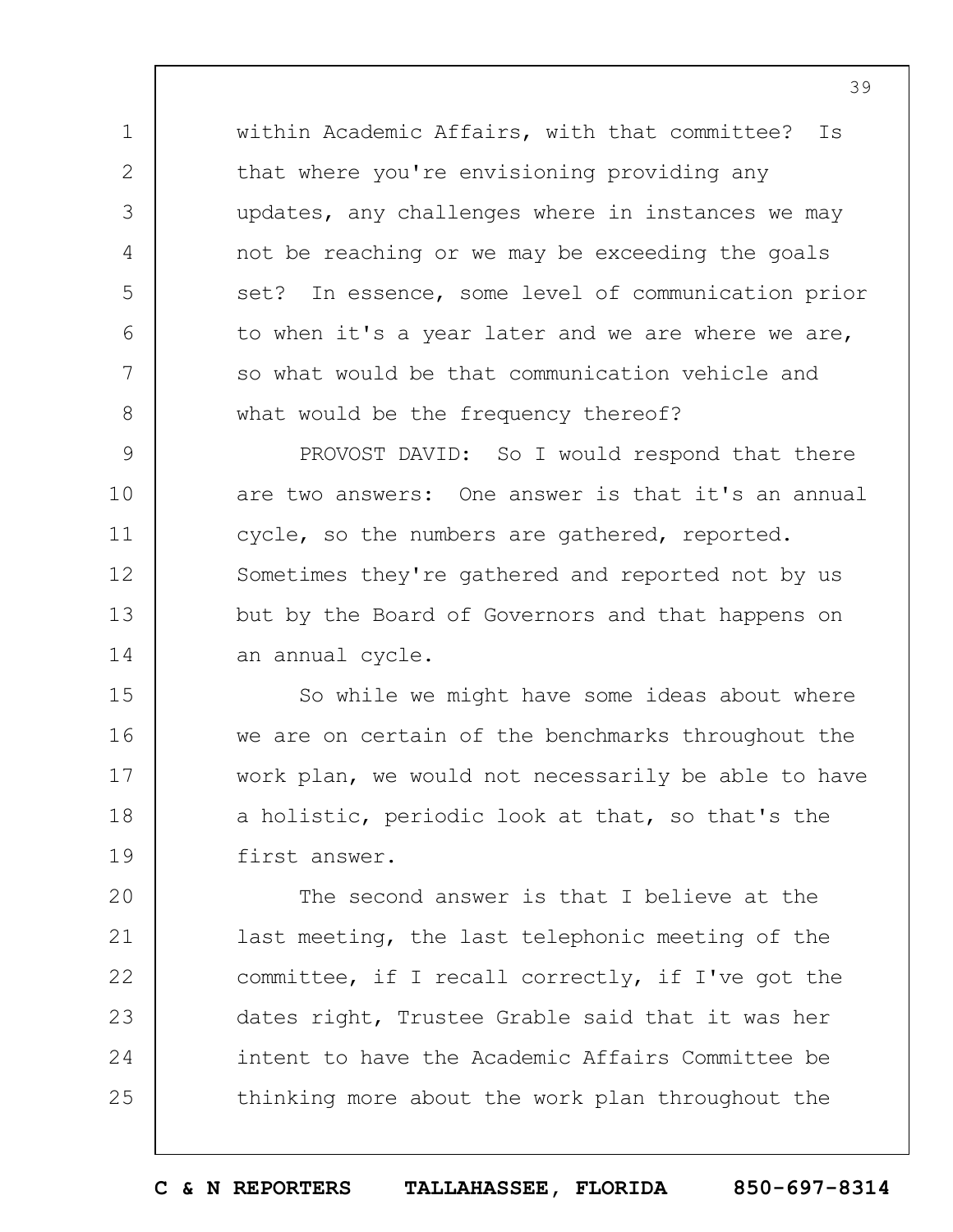within Academic Affairs, with that committee? Is that where you're envisioning providing any updates, any challenges where in instances we may not be reaching or we may be exceeding the goals set? In essence, some level of communication prior to when it's a year later and we are where we are, so what would be that communication vehicle and what would be the frequency thereof?

PROVOST DAVID: So I would respond that there are two answers: One answer is that it's an annual cycle, so the numbers are gathered, reported. Sometimes they're gathered and reported not by us but by the Board of Governors and that happens on an annual cycle.

So while we might have some ideas about where we are on certain of the benchmarks throughout the work plan, we would not necessarily be able to have a holistic, periodic look at that, so that's the first answer.

The second answer is that I believe at the last meeting, the last telephonic meeting of the committee, if I recall correctly, if I've got the dates right, Trustee Grable said that it was her intent to have the Academic Affairs Committee be thinking more about the work plan throughout the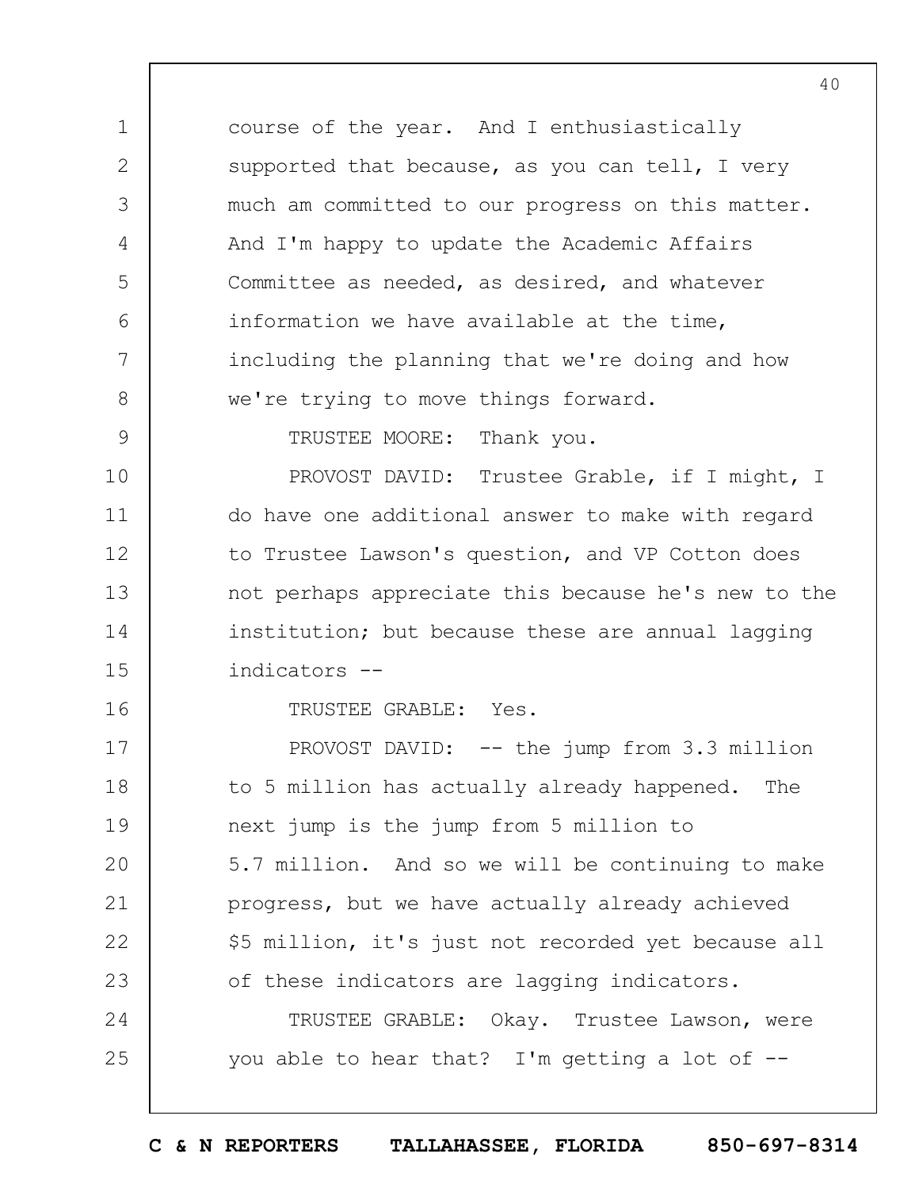course of the year. And I enthusiastically supported that because, as you can tell, I very much am committed to our progress on this matter. And I'm happy to update the Academic Affairs Committee as needed, as desired, and whatever information we have available at the time, including the planning that we're doing and how we're trying to move things forward.

TRUSTEE MOORE: Thank you.

PROVOST DAVID: Trustee Grable, if I might, I do have one additional answer to make with regard to Trustee Lawson's question, and VP Cotton does not perhaps appreciate this because he's new to the institution; but because these are annual lagging indicators --

TRUSTEE GRABLE: Yes.

PROVOST DAVID: -- the jump from 3.3 million to 5 million has actually already happened. The next jump is the jump from 5 million to 5.7 million. And so we will be continuing to make progress, but we have actually already achieved $5 million, it's just not recorded yet because all of these indicators are lagging indicators.

TRUSTEE GRABLE: Okay. Trustee Lawson, were you able to hear that? I'm getting a lot of --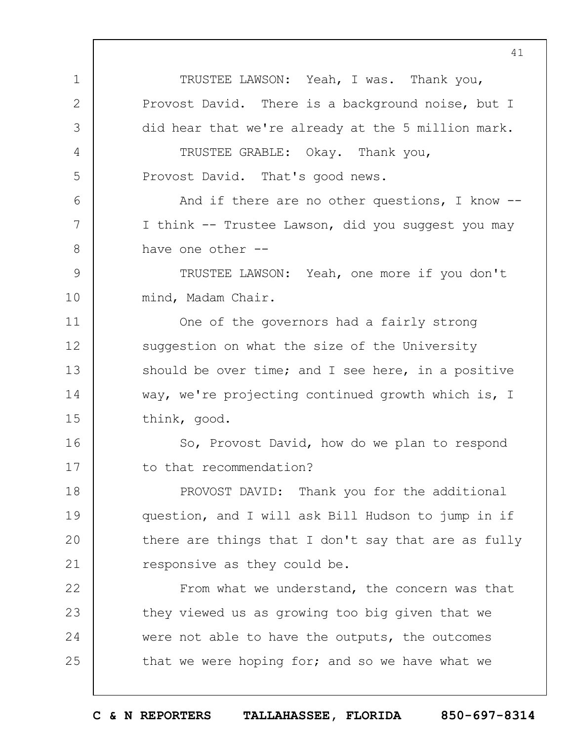TRUSTEE LAWSON: Yeah, I was. Thank you, Provost David. There is a background noise, but I did hear that we're already at the 5 million mark.

TRUSTEE GRABLE: Okay. Thank you, Provost David. That's good news.

And if there are no other questions, I know -- I think -- Trustee Lawson, did you suggest you may have one other --

TRUSTEE LAWSON: Yeah, one more if you don't mind, Madam Chair.

One of the governors had a fairly strong suggestion on what the size of the University should be over time; and I see here, in a positive way, we're projecting continued growth which is, I think, good.

So, Provost David, how do we plan to respond to that recommendation?

PROVOST DAVID: Thank you for the additional question, and I will ask Bill Hudson to jump in if there are things that I don't say that are as fully responsive as they could be.

From what we understand, the concern was that they viewed us as growing too big given that we were not able to have the outputs, the outcomes that we were hoping for; and so we have what we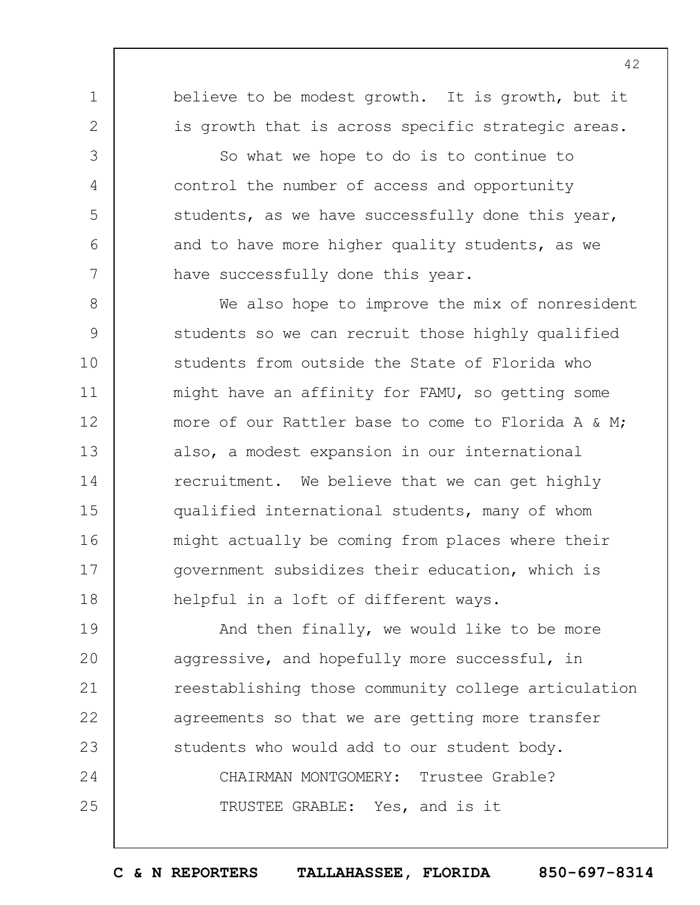believe to be modest growth. It is growth, but it is growth that is across specific strategic areas.

So what we hope to do is to continue to control the number of access and opportunity students, as we have successfully done this year, and to have more higher quality students, as we have successfully done this year.

We also hope to improve the mix of nonresident students so we can recruit those highly qualified students from outside the State of Florida who might have an affinity for FAMU, so getting some more of our Rattler base to come to Florida A & M; also, a modest expansion in our international recruitment. We believe that we can get highly qualified international students, many of whom might actually be coming from places where their government subsidizes their education, which is helpful in a loft of different ways.

And then finally, we would like to be more aggressive, and hopefully more successful, in reestablishing those community college articulation agreements so that we are getting more transfer students who would add to our student body.

CHAIRMAN MONTGOMERY: Trustee Grable?

TRUSTEE GRABLE: Yes, and is it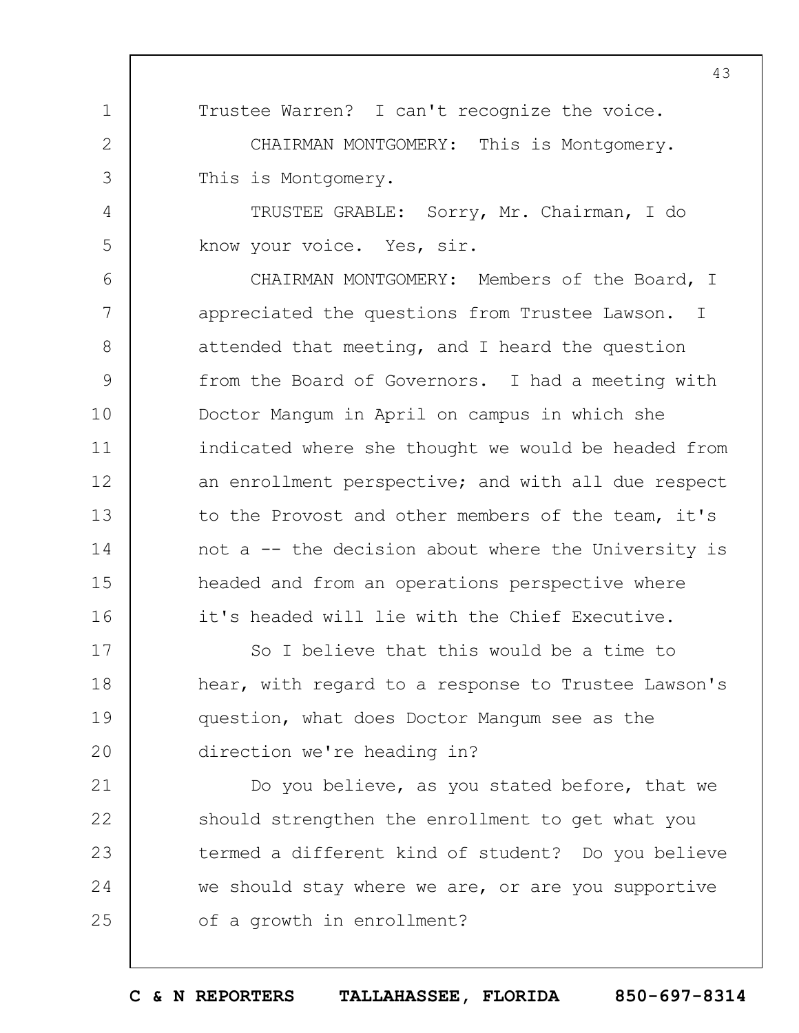Trustee Warren? I can't recognize the voice.

CHAIRMAN MONTGOMERY: This is Montgomery. This is Montgomery.

TRUSTEE GRABLE: Sorry, Mr. Chairman, I do know your voice. Yes, sir.

CHAIRMAN MONTGOMERY: Members of the Board, I appreciated the questions from Trustee Lawson. I attended that meeting, and I heard the question from the Board of Governors. I had a meeting with Doctor Mangum in April on campus in which she indicated where she thought we would be headed from an enrollment perspective; and with all due respect to the Provost and other members of the team, it's not a -- the decision about where the University is headed and from an operations perspective where it's headed will lie with the Chief Executive.

So I believe that this would be a time to hear, with regard to a response to Trustee Lawson's question, what does Doctor Mangum see as the direction we're heading in?

Do you believe, as you stated before, that we should strengthen the enrollment to get what you termed a different kind of student? Do you believe we should stay where we are, or are you supportive of a growth in enrollment?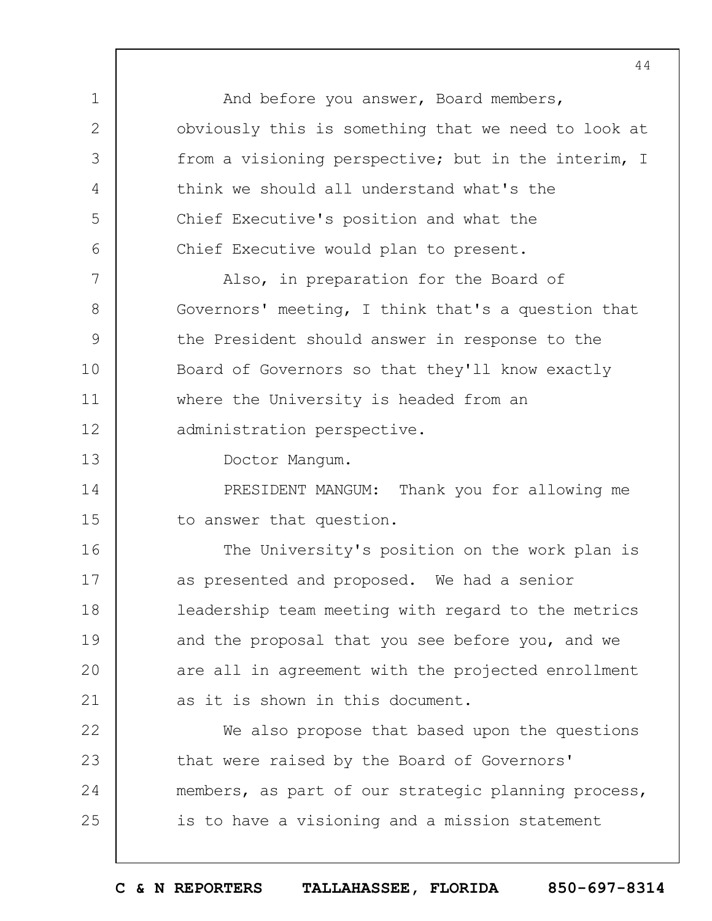And before you answer, Board members, obviously this is something that we need to look at from a visioning perspective; but in the interim, I think we should all understand what's the Chief Executive's position and what the Chief Executive would plan to present.

Also, in preparation for the Board of Governors' meeting, I think that's a question that the President should answer in response to the Board of Governors so that they'll know exactly where the University is headed from an administration perspective.

Doctor Mangum.

PRESIDENT MANGUM: Thank you for allowing me to answer that question.

The University's position on the work plan is as presented and proposed. We had a senior leadership team meeting with regard to the metrics and the proposal that you see before you, and we are all in agreement with the projected enrollment as it is shown in this document.

We also propose that based upon the questions that were raised by the Board of Governors' members, as part of our strategic planning process, is to have a visioning and a mission statement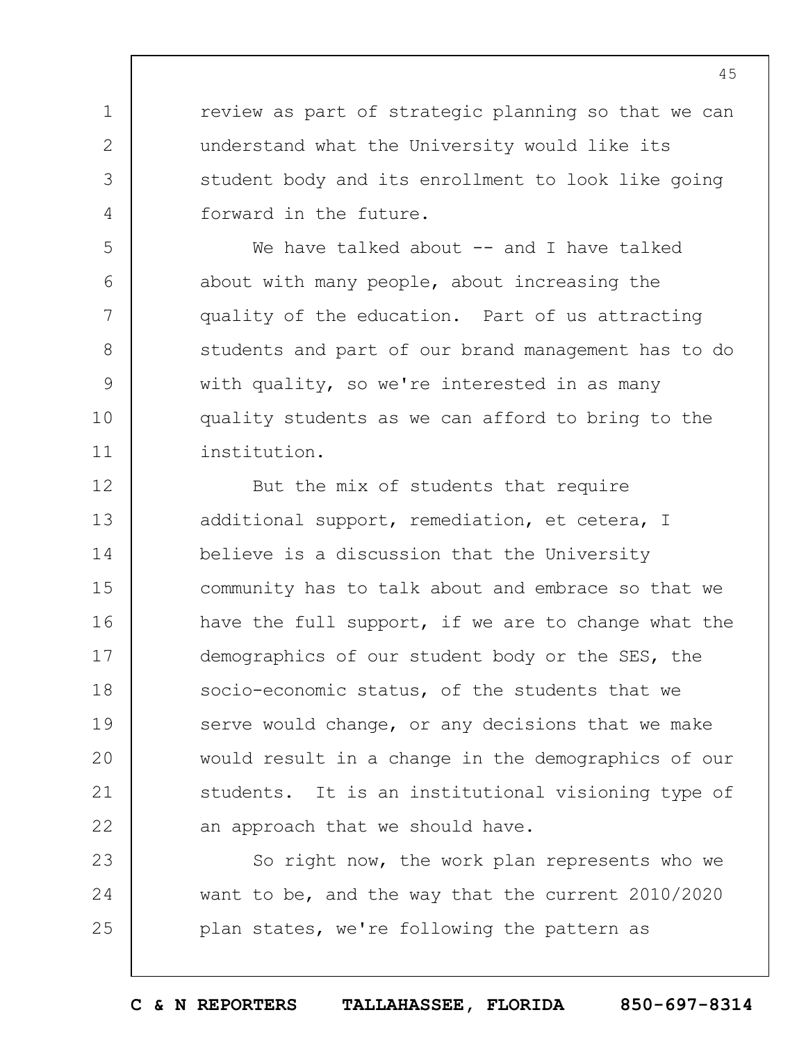review as part of strategic planning so that we can understand what the University would like its student body and its enrollment to look like going forward in the future.

We have talked about -- and I have talked about with many people, about increasing the quality of the education. Part of us attracting students and part of our brand management has to do with quality, so we're interested in as many quality students as we can afford to bring to the institution.

But the mix of students that require additional support, remediation, et cetera, I believe is a discussion that the University community has to talk about and embrace so that we have the full support, if we are to change what the demographics of our student body or the SES, the socio-economic status, of the students that we serve would change, or any decisions that we make would result in a change in the demographics of our students. It is an institutional visioning type of an approach that we should have.

So right now, the work plan represents who we want to be, and the way that the current 2010/2020 plan states, we're following the pattern as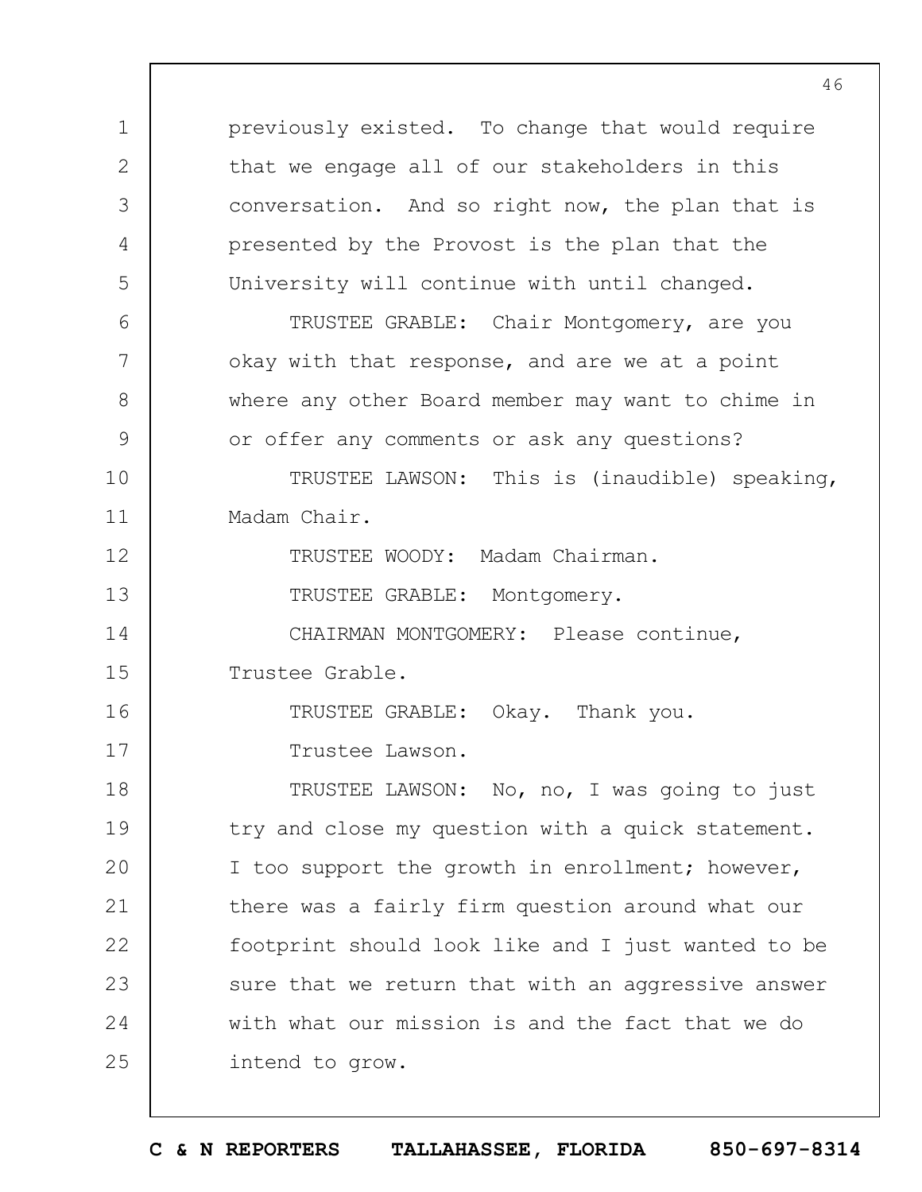previously existed. To change that would require that we engage all of our stakeholders in this conversation. And so right now, the plan that is presented by the Provost is the plan that the University will continue with until changed.

TRUSTEE GRABLE: Chair Montgomery, are you okay with that response, and are we at a point where any other Board member may want to chime in or offer any comments or ask any questions?

TRUSTEE LAWSON: This is (inaudible) speaking, Madam Chair.

TRUSTEE WOODY: Madam Chairman.

TRUSTEE GRABLE: Montgomery.

CHAIRMAN MONTGOMERY: Please continue, Trustee Grable.

TRUSTEE GRABLE: Okay. Thank you.

Trustee Lawson.

TRUSTEE LAWSON: No, no, I was going to just try and close my question with a quick statement. I too support the growth in enrollment; however, there was a fairly firm question around what our footprint should look like and I just wanted to be sure that we return that with an aggressive answer with what our mission is and the fact that we do intend to grow.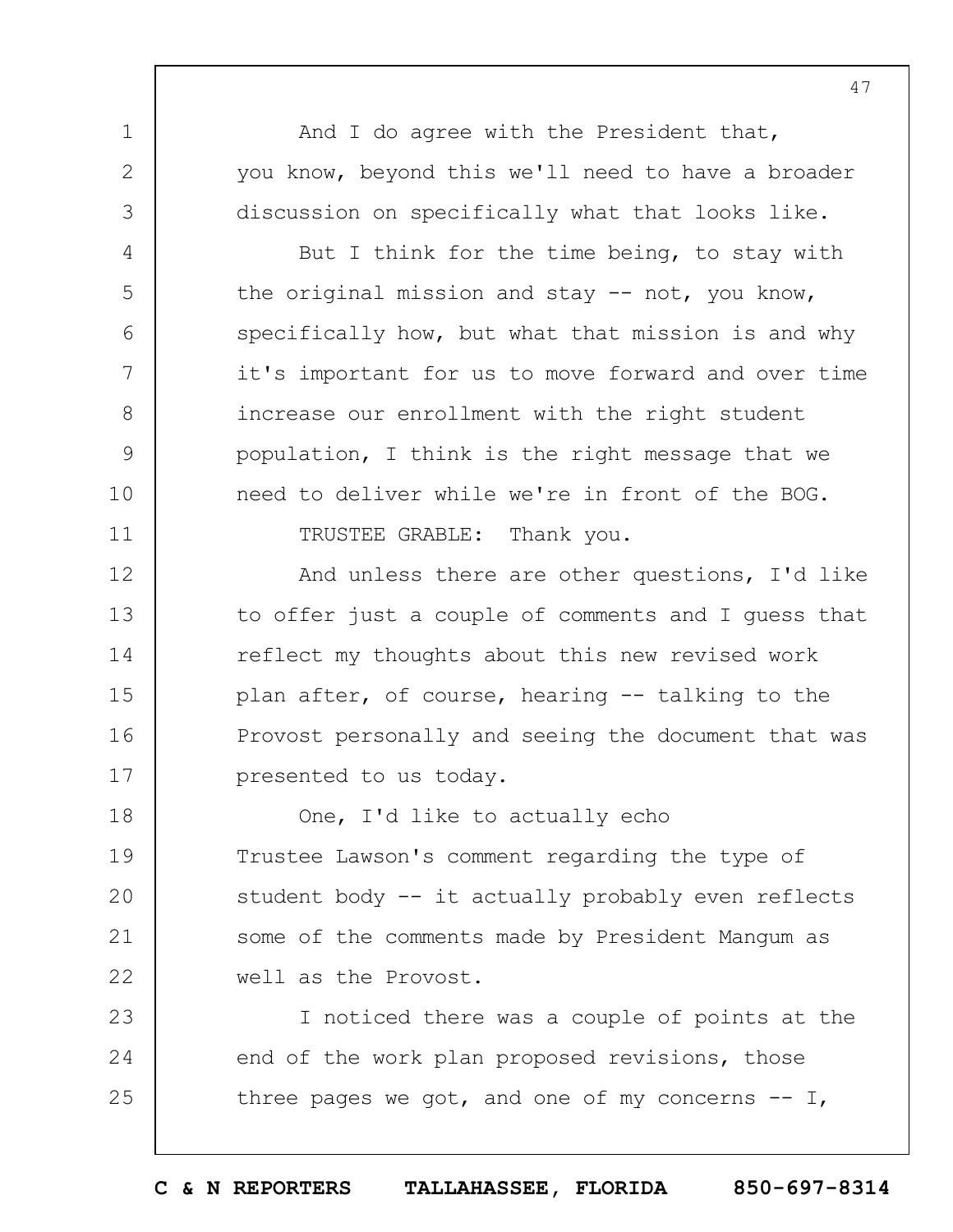And I do agree with the President that, you know, beyond this we'll need to have a broader discussion on specifically what that looks like.

But I think for the time being, to stay with the original mission and stay -- not, you know, specifically how, but what that mission is and why it's important for us to move forward and over time increase our enrollment with the right student population, I think is the right message that we need to deliver while we're in front of the BOG.

TRUSTEE GRABLE: Thank you.

And unless there are other questions, I'd like to offer just a couple of comments and I guess that reflect my thoughts about this new revised work plan after, of course, hearing -- talking to the Provost personally and seeing the document that was presented to us today.

One, I'd like to actually echo Trustee Lawson's comment regarding the type of student body -- it actually probably even reflects some of the comments made by President Mangum as well as the Provost.

I noticed there was a couple of points at the end of the work plan proposed revisions, those three pages we got, and one of my concerns -- I,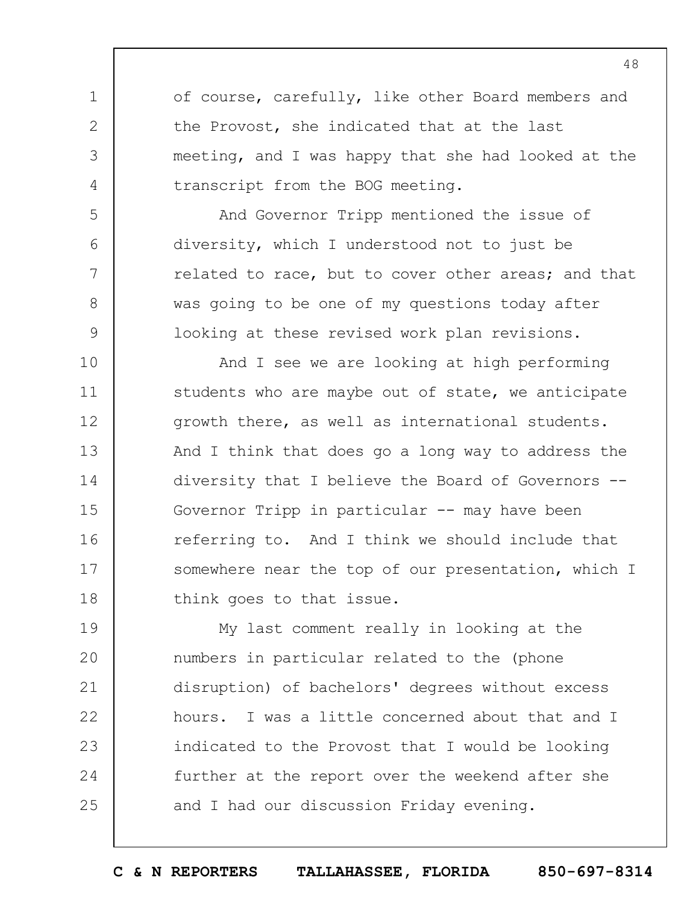of course, carefully, like other Board members and the Provost, she indicated that at the last meeting, and I was happy that she had looked at the transcript from the BOG meeting.

And Governor Tripp mentioned the issue of diversity, which I understood not to just be related to race, but to cover other areas; and that was going to be one of my questions today after looking at these revised work plan revisions.

And I see we are looking at high performing students who are maybe out of state, we anticipate growth there, as well as international students. And I think that does go a long way to address the diversity that I believe the Board of Governors -- Governor Tripp in particular -- may have been referring to. And I think we should include that somewhere near the top of our presentation, which I think goes to that issue.

My last comment really in looking at the numbers in particular related to the (phone disruption) of bachelors' degrees without excess hours. I was a little concerned about that and I indicated to the Provost that I would be looking further at the report over the weekend after she and I had our discussion Friday evening.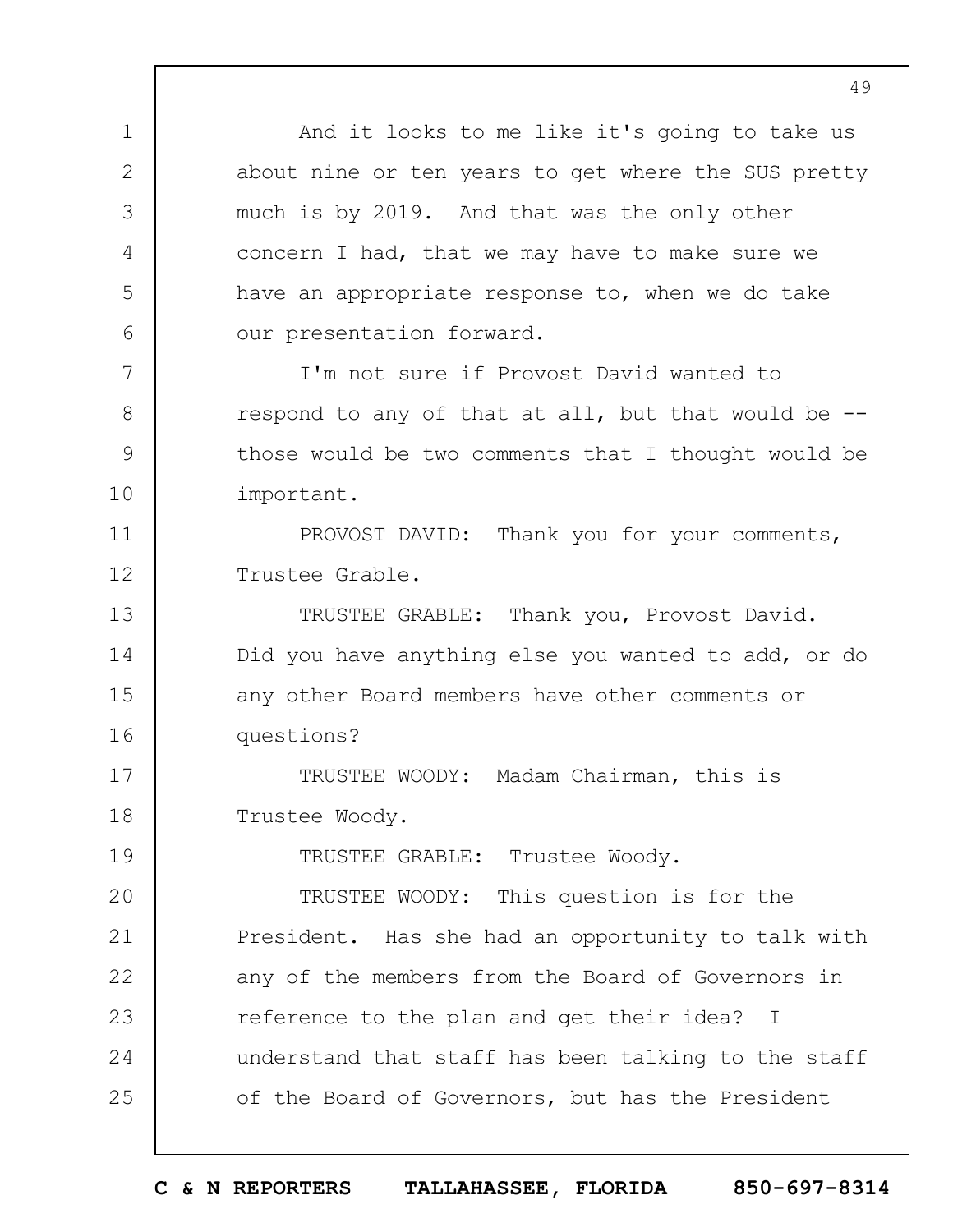And it looks to me like it's going to take us about nine or ten years to get where the SUS pretty much is by 2019. And that was the only other concern I had, that we may have to make sure we have an appropriate response to, when we do take our presentation forward.

I'm not sure if Provost David wanted to respond to any of that at all, but that would be -- those would be two comments that I thought would be important.

PROVOST DAVID: Thank you for your comments, Trustee Grable.

TRUSTEE GRABLE: Thank you, Provost David. Did you have anything else you wanted to add, or do any other Board members have other comments or questions?

TRUSTEE WOODY: Madam Chairman, this is Trustee Woody.

TRUSTEE GRABLE: Trustee Woody.

TRUSTEE WOODY: This question is for the President. Has she had an opportunity to talk with any of the members from the Board of Governors in reference to the plan and get their idea? I understand that staff has been talking to the staff of the Board of Governors, but has the President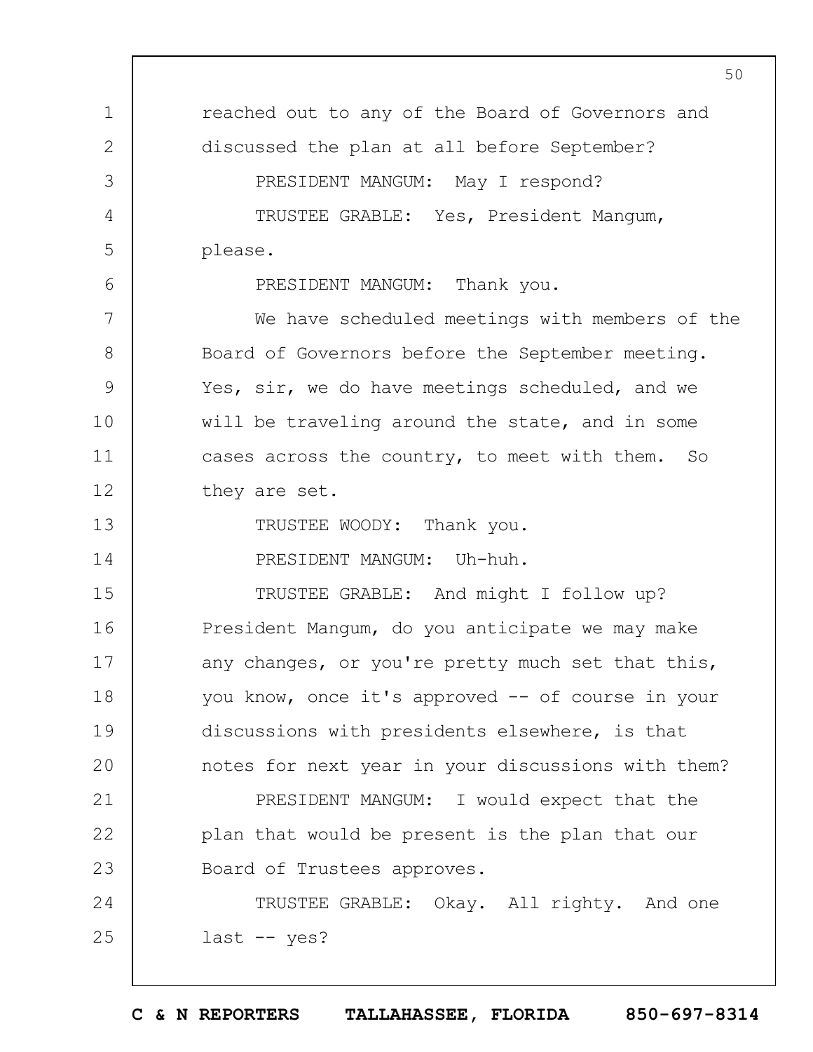reached out to any of the Board of Governors and discussed the plan at all before September?

PRESIDENT MANGUM: May I respond?

TRUSTEE GRABLE: Yes, President Mangum, please.

PRESIDENT MANGUM: Thank you.

We have scheduled meetings with members of the Board of Governors before the September meeting. Yes, sir, we do have meetings scheduled, and we will be traveling around the state, and in some cases across the country, to meet with them. So they are set.

TRUSTEE WOODY: Thank you.

PRESIDENT MANGUM: Uh-huh.

TRUSTEE GRABLE: And might I follow up? President Mangum, do you anticipate we may make any changes, or you're pretty much set that this, you know, once it's approved -- of course in your discussions with presidents elsewhere, is that notes for next year in your discussions with them?

PRESIDENT MANGUM: I would expect that the plan that would be present is the plan that our Board of Trustees approves.

TRUSTEE GRABLE: Okay. All righty. And one last -- yes?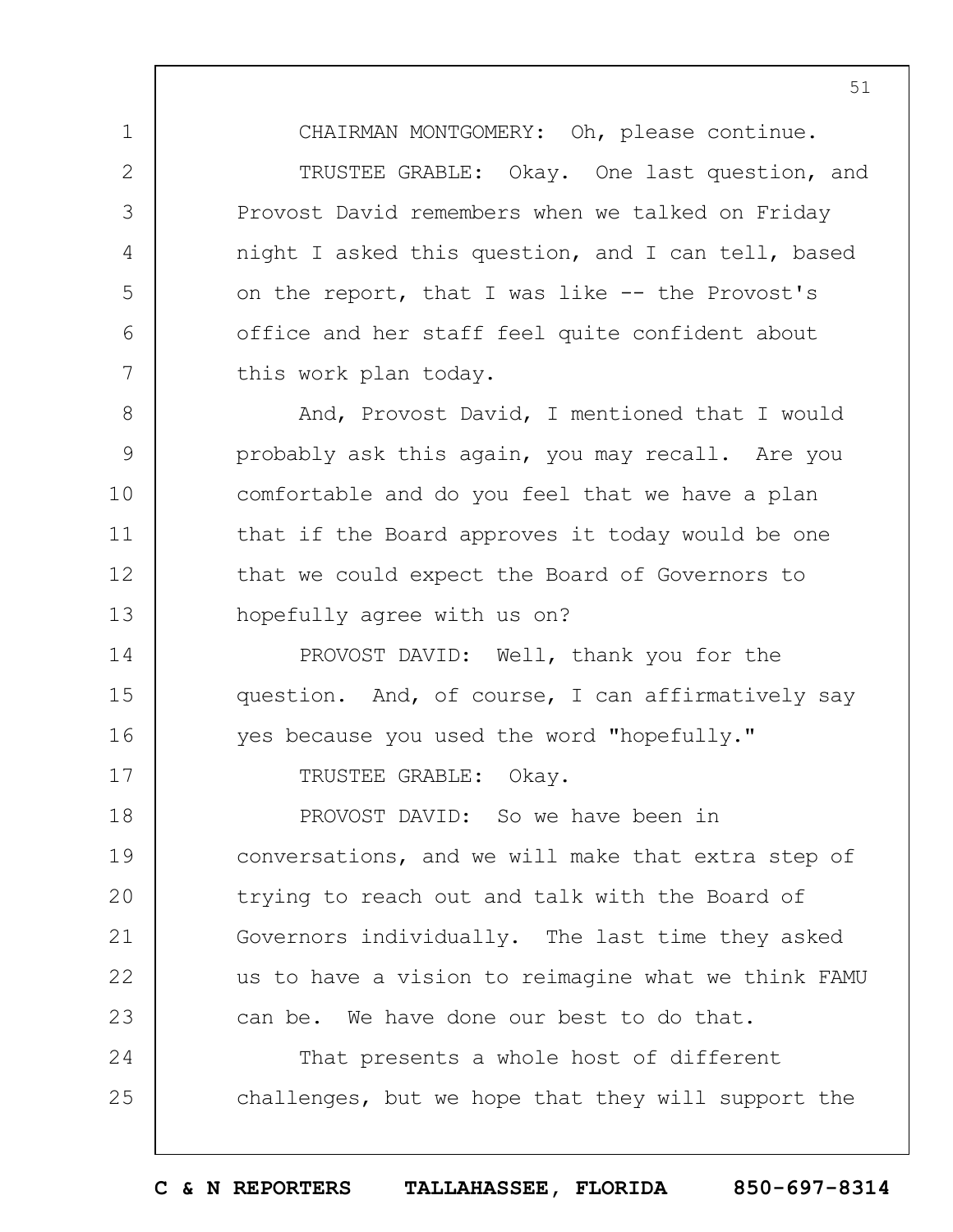CHAIRMAN MONTGOMERY: Oh, please continue.

TRUSTEE GRABLE: Okay. One last question, and Provost David remembers when we talked on Friday night I asked this question, and I can tell, based on the report, that I was like -- the Provost's office and her staff feel quite confident about this work plan today.

And, Provost David, I mentioned that I would probably ask this again, you may recall. Are you comfortable and do you feel that we have a plan that if the Board approves it today would be one that we could expect the Board of Governors to hopefully agree with us on?

PROVOST DAVID: Well, thank you for the question. And, of course, I can affirmatively say yes because you used the word "hopefully."

TRUSTEE GRABLE: Okay.

PROVOST DAVID: So we have been in conversations, and we will make that extra step of trying to reach out and talk with the Board of Governors individually. The last time they asked us to have a vision to reimagine what we think FAMU can be. We have done our best to do that.

That presents a whole host of different challenges, but we hope that they will support the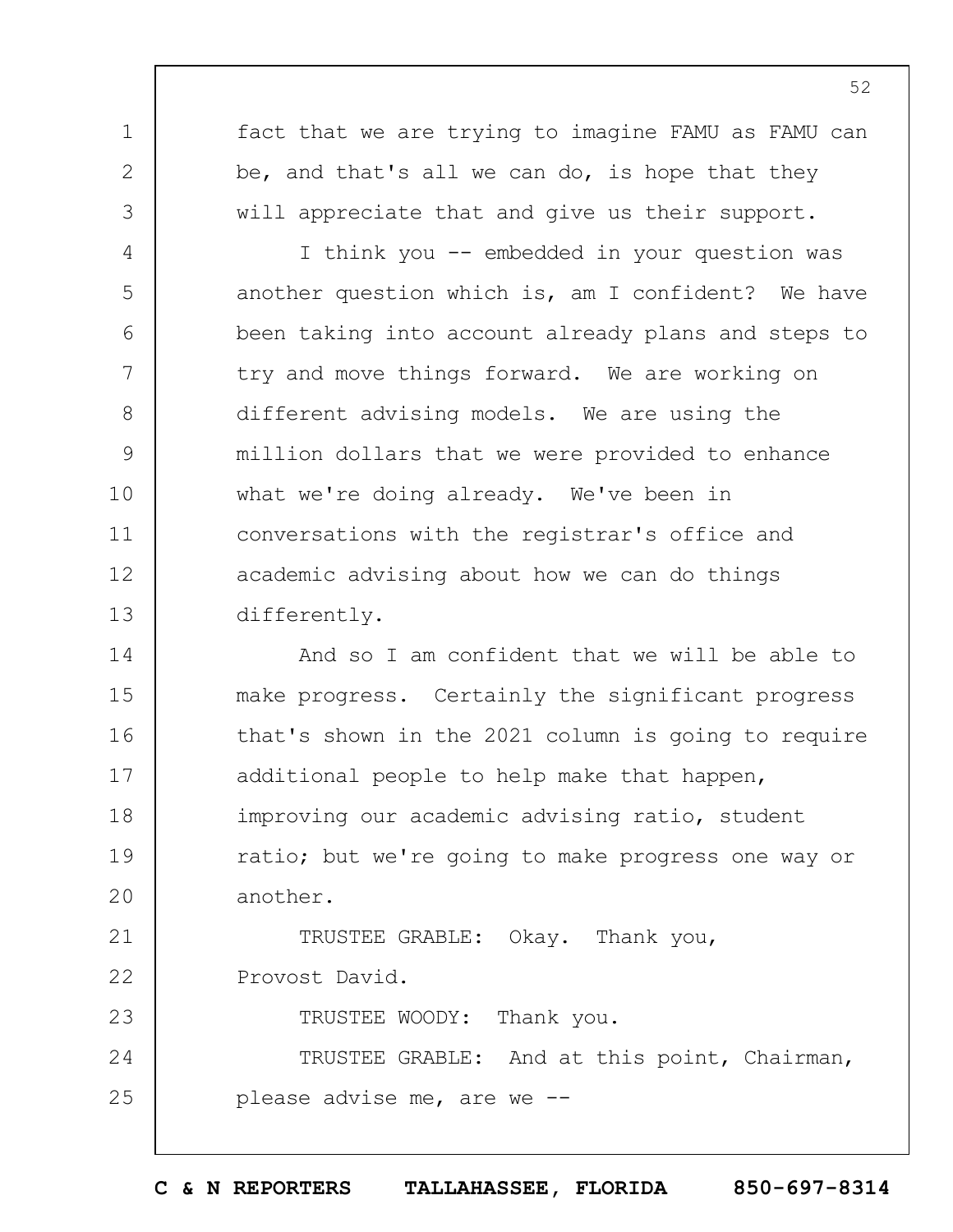fact that we are trying to imagine FAMU as FAMU can be, and that's all we can do, is hope that they will appreciate that and give us their support.

I think you -- embedded in your question was another question which is, am I confident? We have been taking into account already plans and steps to try and move things forward. We are working on different advising models. We are using the million dollars that we were provided to enhance what we're doing already. We've been in conversations with the registrar's office and academic advising about how we can do things differently.

And so I am confident that we will be able to make progress. Certainly the significant progress that's shown in the 2021 column is going to require additional people to help make that happen, improving our academic advising ratio, student ratio; but we're going to make progress one way or another.

TRUSTEE GRABLE: Okay. Thank you, Provost David.

TRUSTEE WOODY: Thank you.

TRUSTEE GRABLE: And at this point, Chairman, please advise me, are we --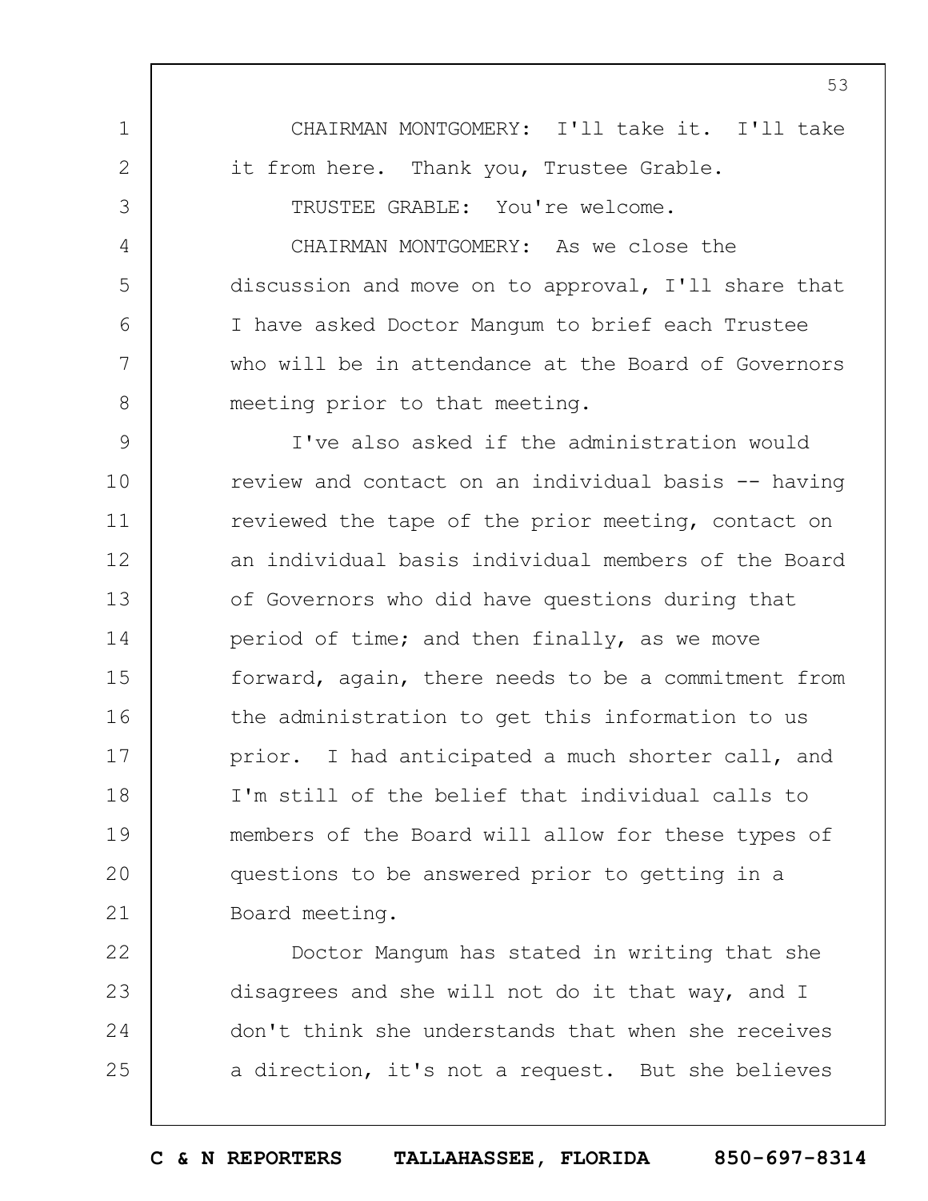CHAIRMAN MONTGOMERY: I'll take it. I'll take it from here. Thank you, Trustee Grable.

TRUSTEE GRABLE: You're welcome.

CHAIRMAN MONTGOMERY: As we close the discussion and move on to approval, I'll share that I have asked Doctor Mangum to brief each Trustee who will be in attendance at the Board of Governors meeting prior to that meeting.

I've also asked if the administration would review and contact on an individual basis -- having reviewed the tape of the prior meeting, contact on an individual basis individual members of the Board of Governors who did have questions during that period of time; and then finally, as we move forward, again, there needs to be a commitment from the administration to get this information to us prior. I had anticipated a much shorter call, and I'm still of the belief that individual calls to members of the Board will allow for these types of questions to be answered prior to getting in a Board meeting.

Doctor Mangum has stated in writing that she disagrees and she will not do it that way, and I don't think she understands that when she receives a direction, it's not a request. But she believes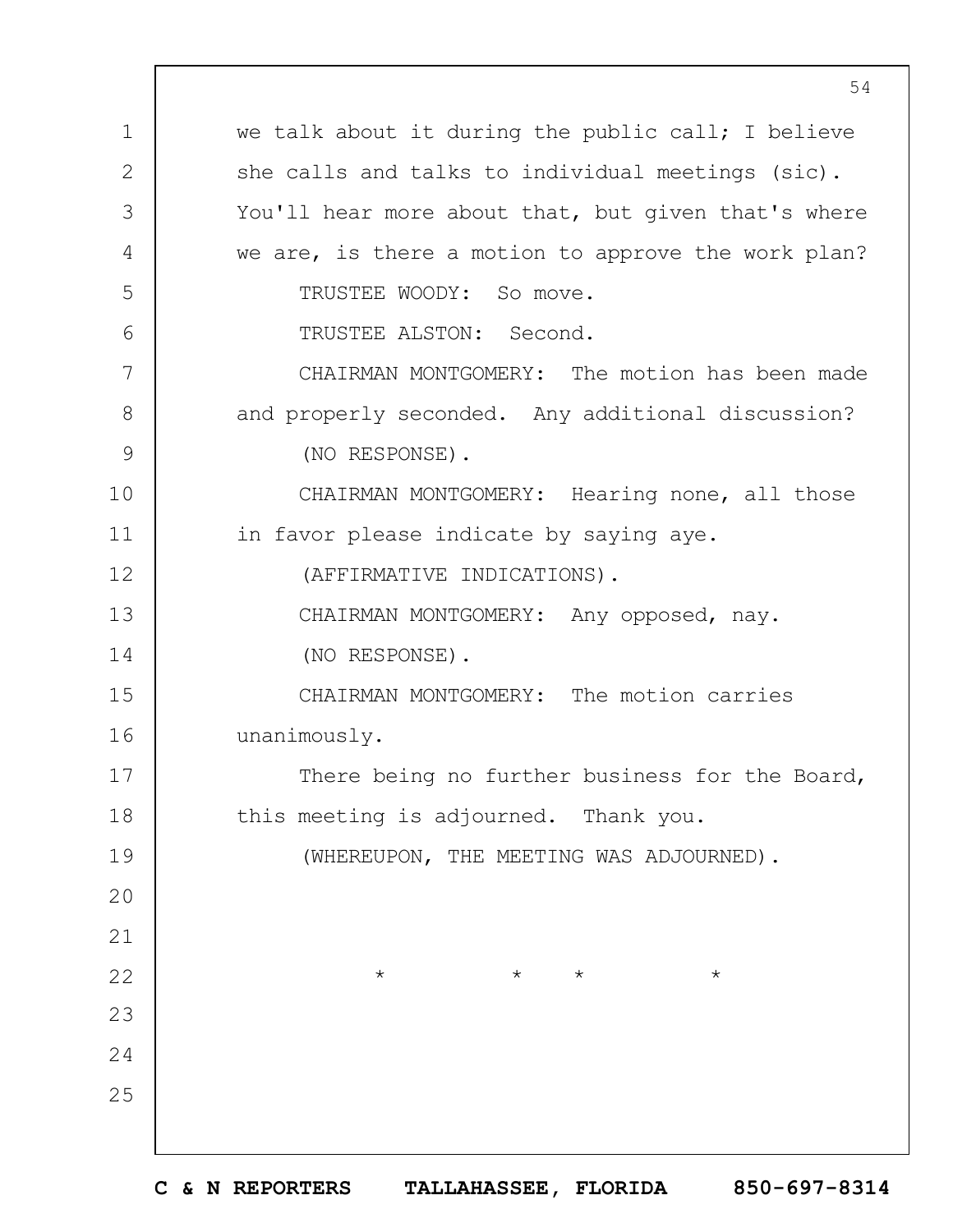we talk about it during the public call; I believe she calls and talks to individual meetings (sic). You'll hear more about that, but given that's where we are, is there a motion to approve the work plan?

TRUSTEE WOODY: So move.

TRUSTEE ALSTON: Second.

CHAIRMAN MONTGOMERY: The motion has been made and properly seconded. Any additional discussion?

(NO RESPONSE).

CHAIRMAN MONTGOMERY: Hearing none, all those in favor please indicate by saying aye.

(AFFIRMATIVE INDICATIONS).

CHAIRMAN MONTGOMERY: Any opposed, nay.

(NO RESPONSE).

CHAIRMAN MONTGOMERY: The motion carries unanimously.

There being no further business for the Board, this meeting is adjourned. Thank you.

(WHEREUPON, THE MEETING WAS ADJOURNED).

* * * *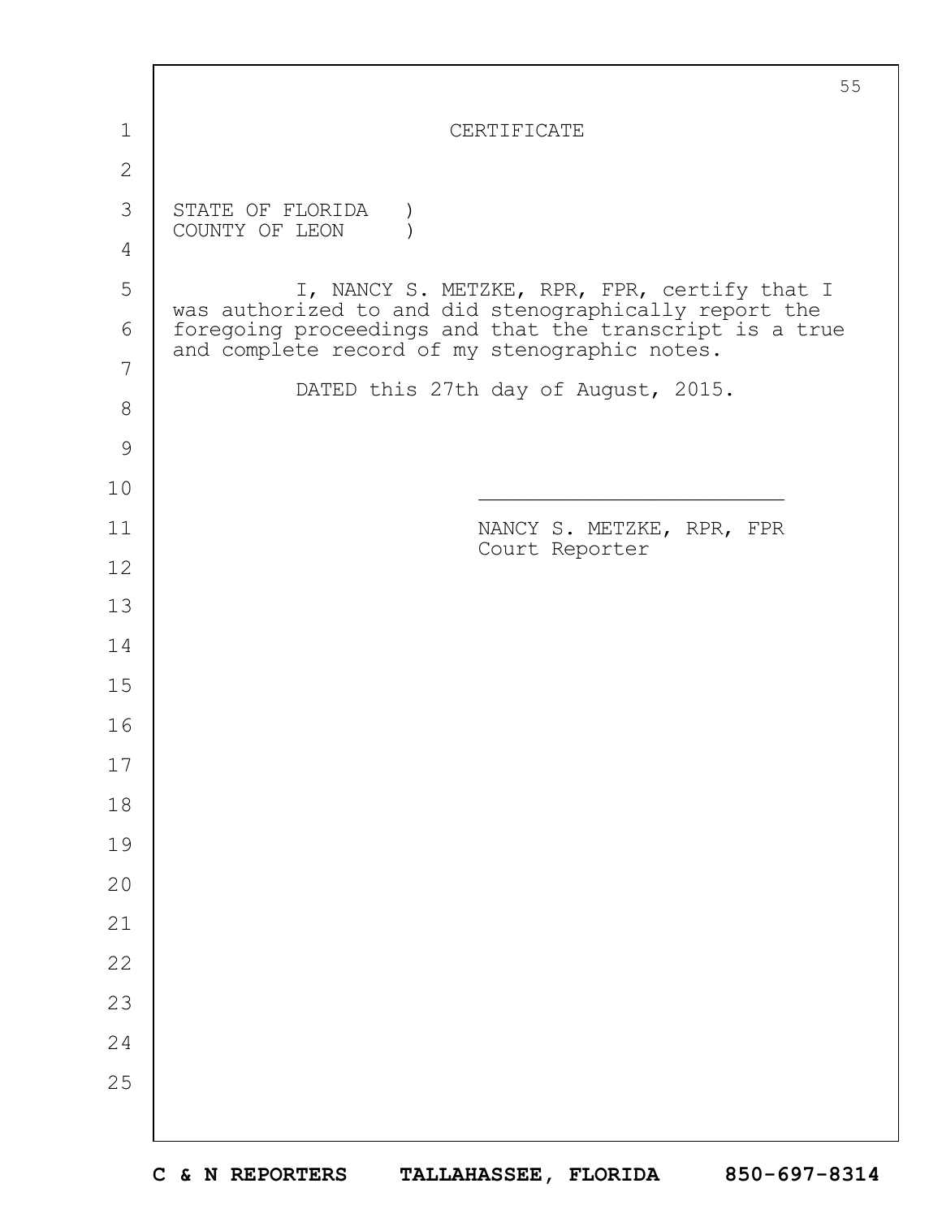# CERTIFICATE

STATE OF FLORIDA )
COUNTY OF LEON )

I, NANCY S. METZKE, RPR, FPR, certify that I was authorized to and did stenographically report the foregoing proceedings and that the transcript is a true and complete record of my stenographic notes.

DATED this 27th day of August, 2015.

\_\_\_\_\_\_\_\_\_\_\_\_\_\_\_\_\_\_\_\_\_\_\_\_\_

NANCY S. METZKE, RPR, FPR
Court Reporter